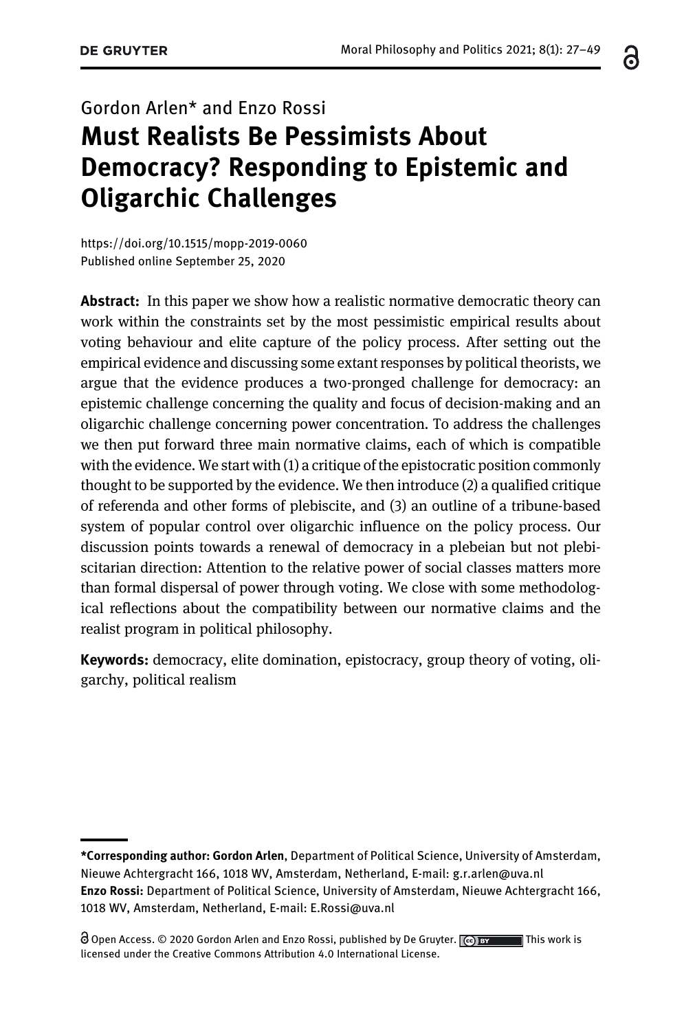Gordon Arlen* and Enzo Rossi

# Must Realists Be Pessimists About Democracy? Responding to Epistemic and Oligarchic Challenges

https://doi.org/10.1515/mopp-2019-0060
Published online September 25, 2020

**Abstract:** In this paper we show how a realistic normative democratic theory can work within the constraints set by the most pessimistic empirical results about voting behaviour and elite capture of the policy process. After setting out the empirical evidence and discussing some extant responses by political theorists, we argue that the evidence produces a two-pronged challenge for democracy: an epistemic challenge concerning the quality and focus of decision-making and an oligarchic challenge concerning power concentration. To address the challenges we then put forward three main normative claims, each of which is compatible with the evidence. We start with (1) a critique of the epistocratic position commonly thought to be supported by the evidence. We then introduce (2) a qualified critique of referenda and other forms of plebiscite, and (3) an outline of a tribune-based system of popular control over oligarchic influence on the policy process. Our discussion points towards a renewal of democracy in a plebeian but not plebiscitarian direction: Attention to the relative power of social classes matters more than formal dispersal of power through voting. We close with some methodological reflections about the compatibility between our normative claims and the realist program in political philosophy.

**Keywords:** democracy, elite domination, epistocracy, group theory of voting, oligarchy, political realism

---

***Corresponding author: Gordon Arlen**, Department of Political Science, University of Amsterdam, Nieuwe Achtergracht 166, 1018 WV, Amsterdam, Netherland, E-mail: g.r.arlen@uva.nl
**Enzo Rossi:** Department of Political Science, University of Amsterdam, Nieuwe Achtergracht 166, 1018 WV, Amsterdam, Netherland, E-mail: E.Rossi@uva.nl

Open Access. © 2020 Gordon Arlen and Enzo Rossi, published by De Gruyter. This work is licensed under the Creative Commons Attribution 4.0 International License.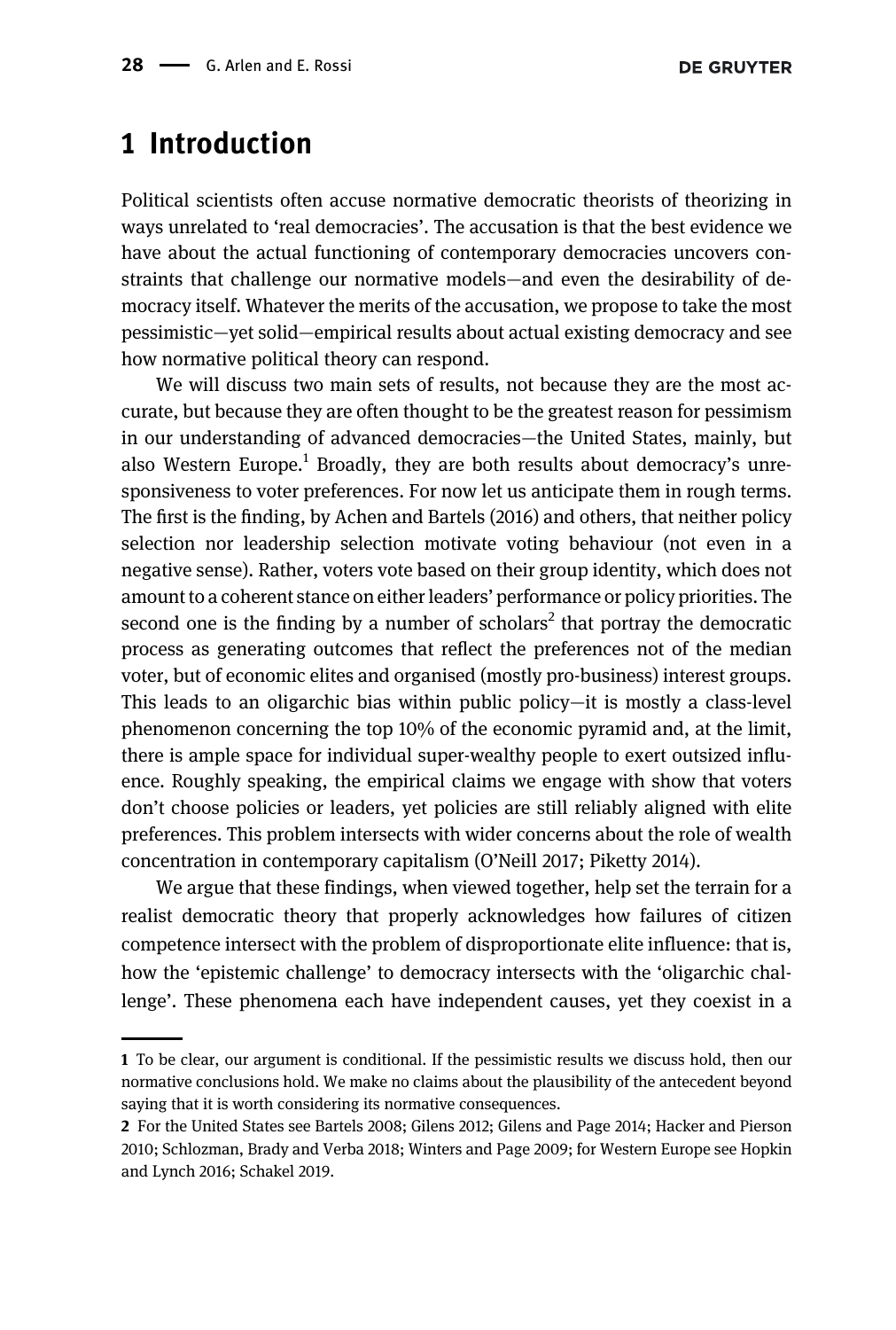# 1 Introduction

Political scientists often accuse normative democratic theorists of theorizing in ways unrelated to 'real democracies'. The accusation is that the best evidence we have about the actual functioning of contemporary democracies uncovers constraints that challenge our normative models—and even the desirability of democracy itself. Whatever the merits of the accusation, we propose to take the most pessimistic—yet solid—empirical results about actual existing democracy and see how normative political theory can respond.

We will discuss two main sets of results, not because they are the most accurate, but because they are often thought to be the greatest reason for pessimism in our understanding of advanced democracies—the United States, mainly, but also Western Europe.[1] Broadly, they are both results about democracy's unresponsiveness to voter preferences. For now let us anticipate them in rough terms. The first is the finding, by Achen and Bartels (2016) and others, that neither policy selection nor leadership selection motivate voting behaviour (not even in a negative sense). Rather, voters vote based on their group identity, which does not amount to a coherent stance on either leaders' performance or policy priorities. The second one is the finding by a number of scholars[2] that portray the democratic process as generating outcomes that reflect the preferences not of the median voter, but of economic elites and organised (mostly pro-business) interest groups. This leads to an oligarchic bias within public policy—it is mostly a class-level phenomenon concerning the top 10% of the economic pyramid and, at the limit, there is ample space for individual super-wealthy people to exert outsized influence. Roughly speaking, the empirical claims we engage with show that voters don't choose policies or leaders, yet policies are still reliably aligned with elite preferences. This problem intersects with wider concerns about the role of wealth concentration in contemporary capitalism (O'Neill 2017; Piketty 2014).

We argue that these findings, when viewed together, help set the terrain for a realist democratic theory that properly acknowledges how failures of citizen competence intersect with the problem of disproportionate elite influence: that is, how the 'epistemic challenge' to democracy intersects with the 'oligarchic challenge'. These phenomena each have independent causes, yet they coexist in a

---

1 To be clear, our argument is conditional. If the pessimistic results we discuss hold, then our normative conclusions hold. We make no claims about the plausibility of the antecedent beyond saying that it is worth considering its normative consequences.

2 For the United States see Bartels 2008; Gilens 2012; Gilens and Page 2014; Hacker and Pierson 2010; Schlozman, Brady and Verba 2018; Winters and Page 2009; for Western Europe see Hopkin and Lynch 2016; Schakel 2019.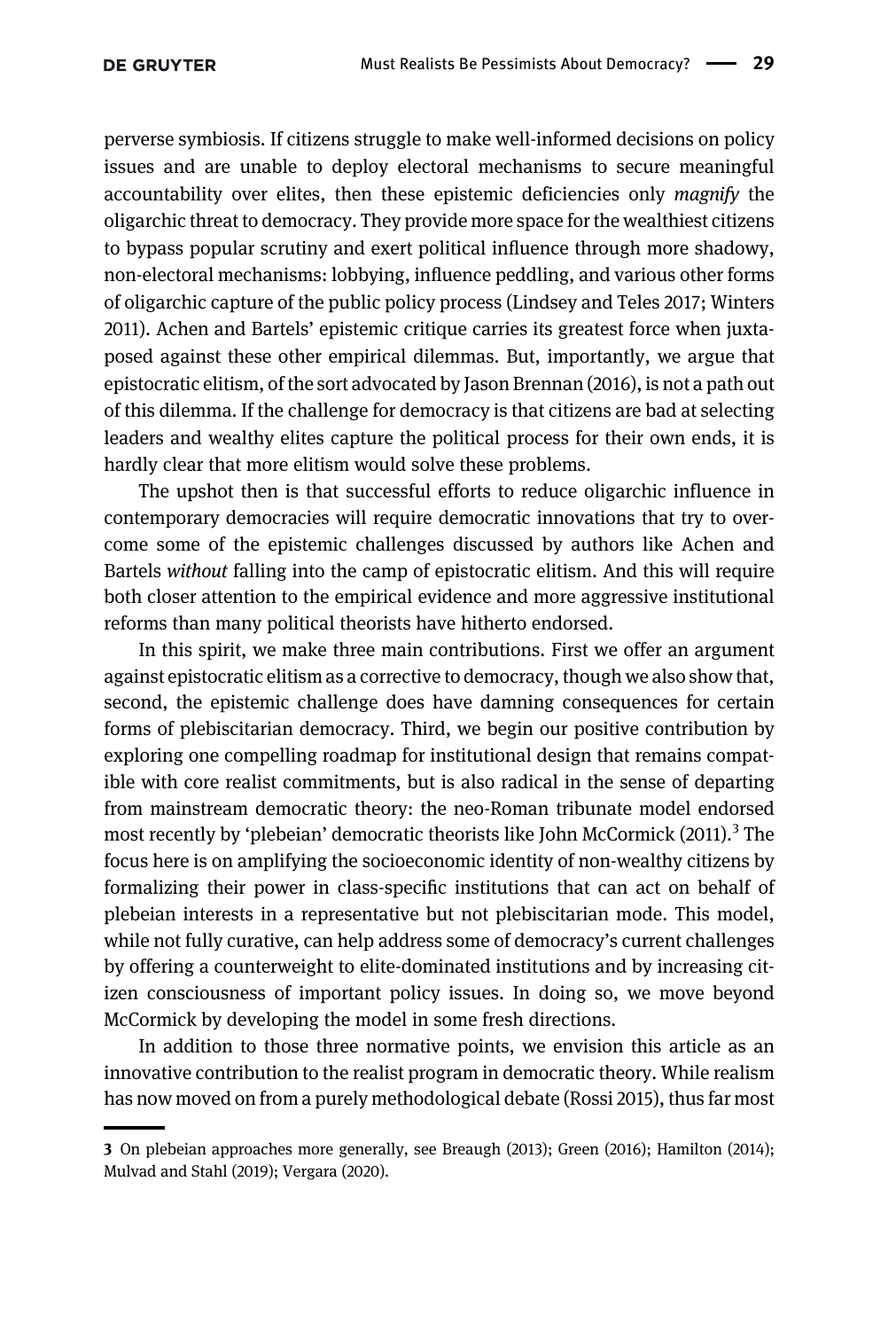perverse symbiosis. If citizens struggle to make well-informed decisions on policy issues and are unable to deploy electoral mechanisms to secure meaningful accountability over elites, then these epistemic deficiencies only *magnify* the oligarchic threat to democracy. They provide more space for the wealthiest citizens to bypass popular scrutiny and exert political influence through more shadowy, non-electoral mechanisms: lobbying, influence peddling, and various other forms of oligarchic capture of the public policy process (Lindsey and Teles 2017; Winters 2011). Achen and Bartels' epistemic critique carries its greatest force when juxtaposed against these other empirical dilemmas. But, importantly, we argue that epistocratic elitism, of the sort advocated by Jason Brennan (2016), is not a path out of this dilemma. If the challenge for democracy is that citizens are bad at selecting leaders and wealthy elites capture the political process for their own ends, it is hardly clear that more elitism would solve these problems.

The upshot then is that successful efforts to reduce oligarchic influence in contemporary democracies will require democratic innovations that try to overcome some of the epistemic challenges discussed by authors like Achen and Bartels *without* falling into the camp of epistocratic elitism. And this will require both closer attention to the empirical evidence and more aggressive institutional reforms than many political theorists have hitherto endorsed.

In this spirit, we make three main contributions. First we offer an argument against epistocratic elitism as a corrective to democracy, though we also show that, second, the epistemic challenge does have damning consequences for certain forms of plebiscitarian democracy. Third, we begin our positive contribution by exploring one compelling roadmap for institutional design that remains compatible with core realist commitments, but is also radical in the sense of departing from mainstream democratic theory: the neo-Roman tribunate model endorsed most recently by 'plebeian' democratic theorists like John McCormick (2011).[3] The focus here is on amplifying the socioeconomic identity of non-wealthy citizens by formalizing their power in class-specific institutions that can act on behalf of plebeian interests in a representative but not plebiscitarian mode. This model, while not fully curative, can help address some of democracy's current challenges by offering a counterweight to elite-dominated institutions and by increasing citizen consciousness of important policy issues. In doing so, we move beyond McCormick by developing the model in some fresh directions.

In addition to those three normative points, we envision this article as an innovative contribution to the realist program in democratic theory. While realism has now moved on from a purely methodological debate (Rossi 2015), thus far most

---

**3** On plebeian approaches more generally, see Breaugh (2013); Green (2016); Hamilton (2014); Mulvad and Stahl (2019); Vergara (2020).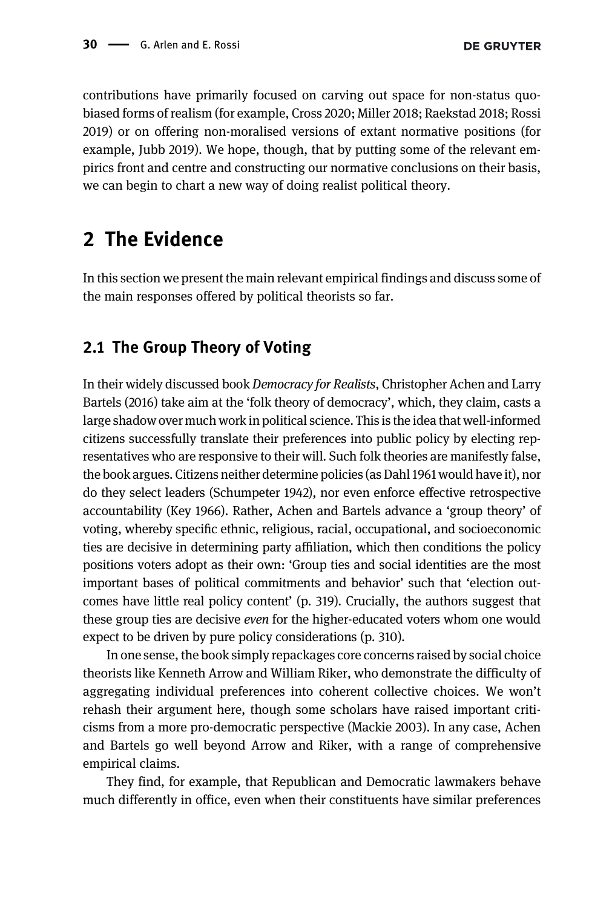contributions have primarily focused on carving out space for non-status quo-biased forms of realism (for example, Cross 2020; Miller 2018; Raekstad 2018; Rossi 2019) or on offering non-moralised versions of extant normative positions (for example, Jubb 2019). We hope, though, that by putting some of the relevant empirics front and centre and constructing our normative conclusions on their basis, we can begin to chart a new way of doing realist political theory.

## 2 The Evidence

In this section we present the main relevant empirical findings and discuss some of the main responses offered by political theorists so far.

### 2.1 The Group Theory of Voting

In their widely discussed book *Democracy for Realists*, Christopher Achen and Larry Bartels (2016) take aim at the 'folk theory of democracy', which, they claim, casts a large shadow over much work in political science. This is the idea that well-informed citizens successfully translate their preferences into public policy by electing representatives who are responsive to their will. Such folk theories are manifestly false, the book argues. Citizens neither determine policies (as Dahl 1961 would have it), nor do they select leaders (Schumpeter 1942), nor even enforce effective retrospective accountability (Key 1966). Rather, Achen and Bartels advance a 'group theory' of voting, whereby specific ethnic, religious, racial, occupational, and socioeconomic ties are decisive in determining party affiliation, which then conditions the policy positions voters adopt as their own: 'Group ties and social identities are the most important bases of political commitments and behavior' such that 'election outcomes have little real policy content' (p. 319). Crucially, the authors suggest that these group ties are decisive *even* for the higher-educated voters whom one would expect to be driven by pure policy considerations (p. 310).

In one sense, the book simply repackages core concerns raised by social choice theorists like Kenneth Arrow and William Riker, who demonstrate the difficulty of aggregating individual preferences into coherent collective choices. We won't rehash their argument here, though some scholars have raised important criticisms from a more pro-democratic perspective (Mackie 2003). In any case, Achen and Bartels go well beyond Arrow and Riker, with a range of comprehensive empirical claims.

They find, for example, that Republican and Democratic lawmakers behave much differently in office, even when their constituents have similar preferences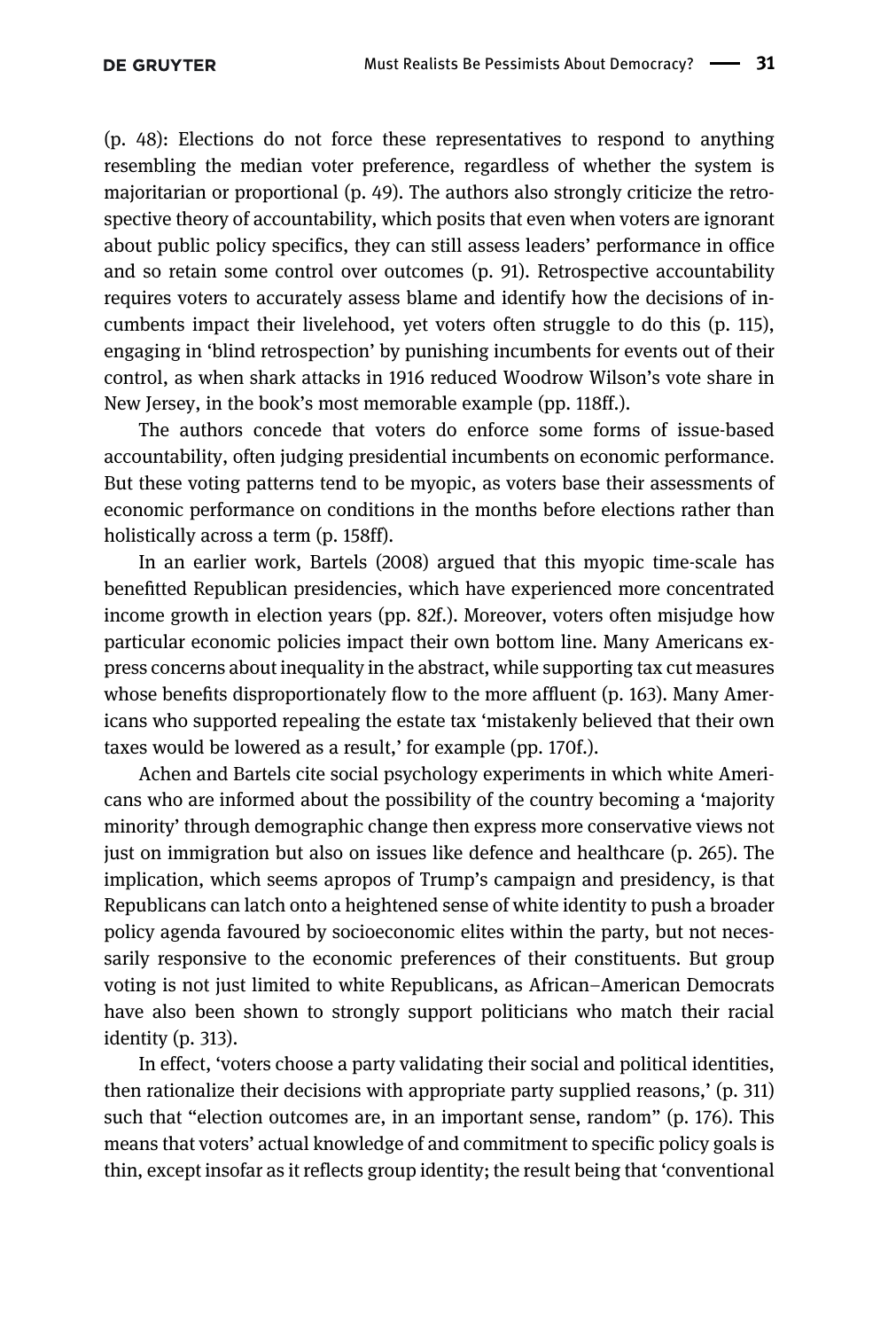(p. 48): Elections do not force these representatives to respond to anything resembling the median voter preference, regardless of whether the system is majoritarian or proportional (p. 49). The authors also strongly criticize the retrospective theory of accountability, which posits that even when voters are ignorant about public policy specifics, they can still assess leaders' performance in office and so retain some control over outcomes (p. 91). Retrospective accountability requires voters to accurately assess blame and identify how the decisions of incumbents impact their livelehood, yet voters often struggle to do this (p. 115), engaging in 'blind retrospection' by punishing incumbents for events out of their control, as when shark attacks in 1916 reduced Woodrow Wilson's vote share in New Jersey, in the book's most memorable example (pp. 118ff.).

The authors concede that voters do enforce some forms of issue-based accountability, often judging presidential incumbents on economic performance. But these voting patterns tend to be myopic, as voters base their assessments of economic performance on conditions in the months before elections rather than holistically across a term (p. 158ff).

In an earlier work, Bartels (2008) argued that this myopic time-scale has benefitted Republican presidencies, which have experienced more concentrated income growth in election years (pp. 82f.). Moreover, voters often misjudge how particular economic policies impact their own bottom line. Many Americans express concerns about inequality in the abstract, while supporting tax cut measures whose benefits disproportionately flow to the more affluent (p. 163). Many Americans who supported repealing the estate tax 'mistakenly believed that their own taxes would be lowered as a result,' for example (pp. 170f.).

Achen and Bartels cite social psychology experiments in which white Americans who are informed about the possibility of the country becoming a 'majority minority' through demographic change then express more conservative views not just on immigration but also on issues like defence and healthcare (p. 265). The implication, which seems apropos of Trump's campaign and presidency, is that Republicans can latch onto a heightened sense of white identity to push a broader policy agenda favoured by socioeconomic elites within the party, but not necessarily responsive to the economic preferences of their constituents. But group voting is not just limited to white Republicans, as African–American Democrats have also been shown to strongly support politicians who match their racial identity (p. 313).

In effect, 'voters choose a party validating their social and political identities, then rationalize their decisions with appropriate party supplied reasons,' (p. 311) such that "election outcomes are, in an important sense, random" (p. 176). This means that voters' actual knowledge of and commitment to specific policy goals is thin, except insofar as it reflects group identity; the result being that 'conventional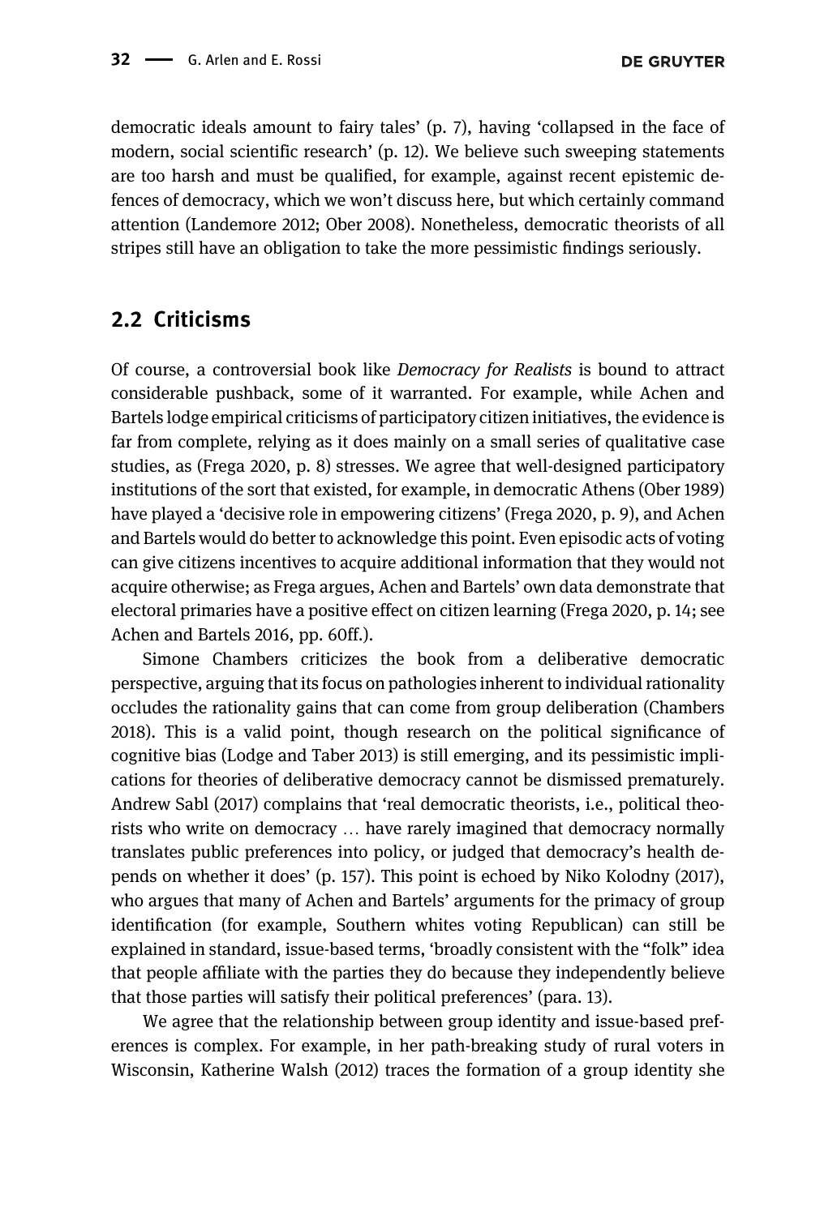democratic ideals amount to fairy tales' (p. 7), having 'collapsed in the face of modern, social scientific research' (p. 12). We believe such sweeping statements are too harsh and must be qualified, for example, against recent epistemic defences of democracy, which we won't discuss here, but which certainly command attention (Landemore 2012; Ober 2008). Nonetheless, democratic theorists of all stripes still have an obligation to take the more pessimistic findings seriously.

## 2.2 Criticisms

Of course, a controversial book like *Democracy for Realists* is bound to attract considerable pushback, some of it warranted. For example, while Achen and Bartels lodge empirical criticisms of participatory citizen initiatives, the evidence is far from complete, relying as it does mainly on a small series of qualitative case studies, as (Frega 2020, p. 8) stresses. We agree that well-designed participatory institutions of the sort that existed, for example, in democratic Athens (Ober 1989) have played a 'decisive role in empowering citizens' (Frega 2020, p. 9), and Achen and Bartels would do better to acknowledge this point. Even episodic acts of voting can give citizens incentives to acquire additional information that they would not acquire otherwise; as Frega argues, Achen and Bartels' own data demonstrate that electoral primaries have a positive effect on citizen learning (Frega 2020, p. 14; see Achen and Bartels 2016, pp. 60ff.).

Simone Chambers criticizes the book from a deliberative democratic perspective, arguing that its focus on pathologies inherent to individual rationality occludes the rationality gains that can come from group deliberation (Chambers 2018). This is a valid point, though research on the political significance of cognitive bias (Lodge and Taber 2013) is still emerging, and its pessimistic implications for theories of deliberative democracy cannot be dismissed prematurely. Andrew Sabl (2017) complains that 'real democratic theorists, i.e., political theorists who write on democracy … have rarely imagined that democracy normally translates public preferences into policy, or judged that democracy's health depends on whether it does' (p. 157). This point is echoed by Niko Kolodny (2017), who argues that many of Achen and Bartels' arguments for the primacy of group identification (for example, Southern whites voting Republican) can still be explained in standard, issue-based terms, 'broadly consistent with the "folk" idea that people affiliate with the parties they do because they independently believe that those parties will satisfy their political preferences' (para. 13).

We agree that the relationship between group identity and issue-based preferences is complex. For example, in her path-breaking study of rural voters in Wisconsin, Katherine Walsh (2012) traces the formation of a group identity she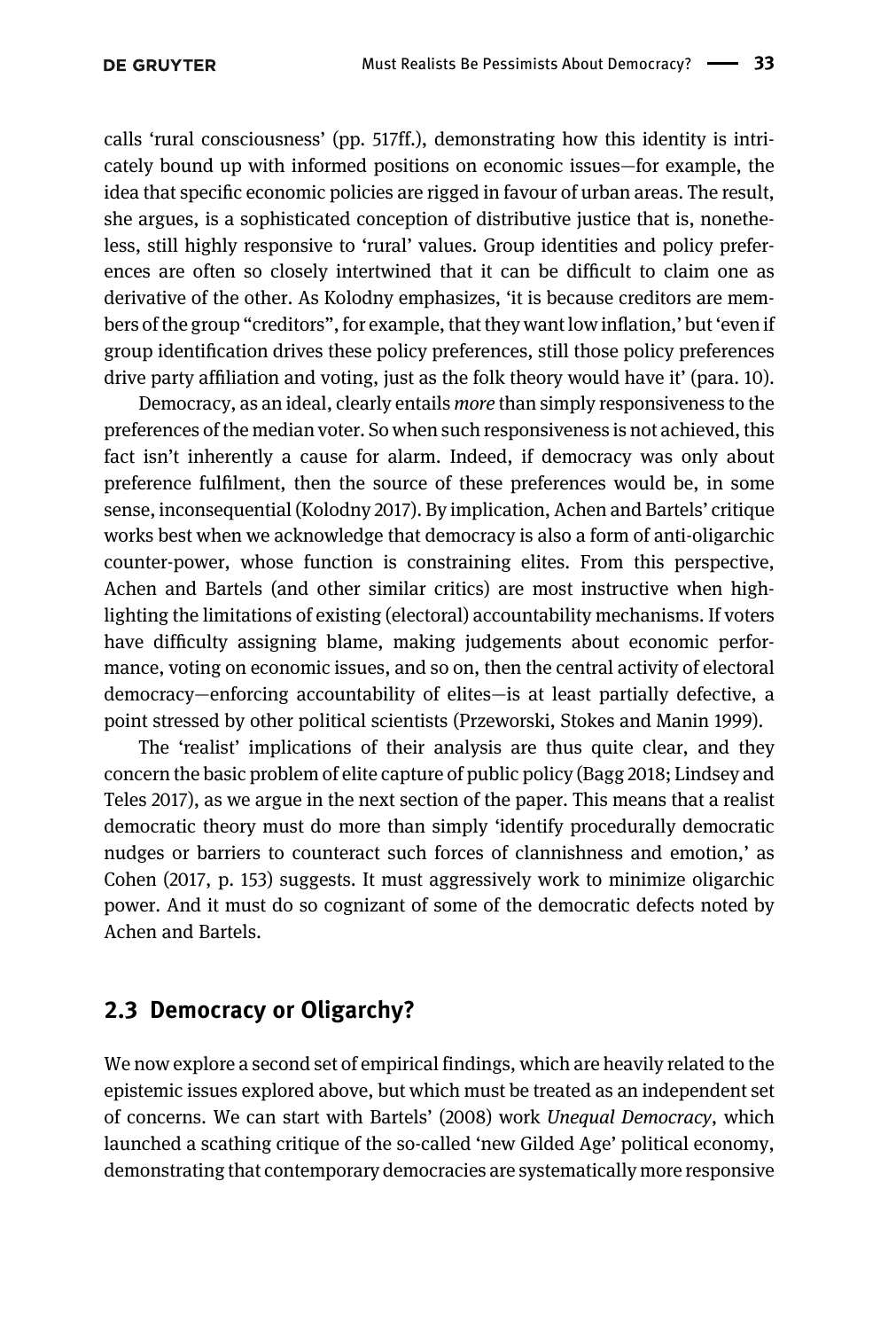calls 'rural consciousness' (pp. 517ff.), demonstrating how this identity is intricately bound up with informed positions on economic issues—for example, the idea that specific economic policies are rigged in favour of urban areas. The result, she argues, is a sophisticated conception of distributive justice that is, nonetheless, still highly responsive to 'rural' values. Group identities and policy preferences are often so closely intertwined that it can be difficult to claim one as derivative of the other. As Kolodny emphasizes, 'it is because creditors are members of the group "creditors", for example, that they want low inflation,' but 'even if group identification drives these policy preferences, still those policy preferences drive party affiliation and voting, just as the folk theory would have it' (para. 10).

Democracy, as an ideal, clearly entails *more* than simply responsiveness to the preferences of the median voter. So when such responsiveness is not achieved, this fact isn't inherently a cause for alarm. Indeed, if democracy was only about preference fulfilment, then the source of these preferences would be, in some sense, inconsequential (Kolodny 2017). By implication, Achen and Bartels' critique works best when we acknowledge that democracy is also a form of anti-oligarchic counter-power, whose function is constraining elites. From this perspective, Achen and Bartels (and other similar critics) are most instructive when highlighting the limitations of existing (electoral) accountability mechanisms. If voters have difficulty assigning blame, making judgements about economic performance, voting on economic issues, and so on, then the central activity of electoral democracy—enforcing accountability of elites—is at least partially defective, a point stressed by other political scientists (Przeworski, Stokes and Manin 1999).

The 'realist' implications of their analysis are thus quite clear, and they concern the basic problem of elite capture of public policy (Bagg 2018; Lindsey and Teles 2017), as we argue in the next section of the paper. This means that a realist democratic theory must do more than simply 'identify procedurally democratic nudges or barriers to counteract such forces of clannishness and emotion,' as Cohen (2017, p. 153) suggests. It must aggressively work to minimize oligarchic power. And it must do so cognizant of some of the democratic defects noted by Achen and Bartels.

## 2.3 Democracy or Oligarchy?

We now explore a second set of empirical findings, which are heavily related to the epistemic issues explored above, but which must be treated as an independent set of concerns. We can start with Bartels' (2008) work *Unequal Democracy*, which launched a scathing critique of the so-called 'new Gilded Age' political economy, demonstrating that contemporary democracies are systematically more responsive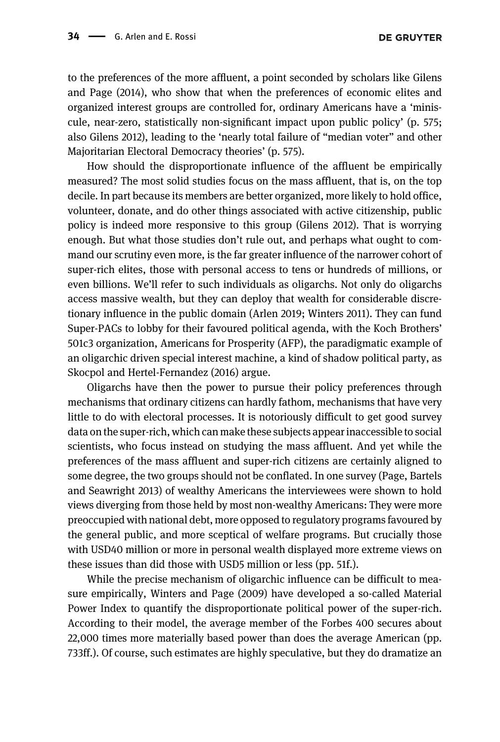to the preferences of the more affluent, a point seconded by scholars like Gilens and Page (2014), who show that when the preferences of economic elites and organized interest groups are controlled for, ordinary Americans have a 'miniscule, near-zero, statistically non-significant impact upon public policy' (p. 575; also Gilens 2012), leading to the 'nearly total failure of "median voter" and other Majoritarian Electoral Democracy theories' (p. 575).

How should the disproportionate influence of the affluent be empirically measured? The most solid studies focus on the mass affluent, that is, on the top decile. In part because its members are better organized, more likely to hold office, volunteer, donate, and do other things associated with active citizenship, public policy is indeed more responsive to this group (Gilens 2012). That is worrying enough. But what those studies don't rule out, and perhaps what ought to command our scrutiny even more, is the far greater influence of the narrower cohort of super-rich elites, those with personal access to tens or hundreds of millions, or even billions. We'll refer to such individuals as oligarchs. Not only do oligarchs access massive wealth, but they can deploy that wealth for considerable discretionary influence in the public domain (Arlen 2019; Winters 2011). They can fund Super-PACs to lobby for their favoured political agenda, with the Koch Brothers' 501c3 organization, Americans for Prosperity (AFP), the paradigmatic example of an oligarchic driven special interest machine, a kind of shadow political party, as Skocpol and Hertel-Fernandez (2016) argue.

Oligarchs have then the power to pursue their policy preferences through mechanisms that ordinary citizens can hardly fathom, mechanisms that have very little to do with electoral processes. It is notoriously difficult to get good survey data on the super-rich, which can make these subjects appear inaccessible to social scientists, who focus instead on studying the mass affluent. And yet while the preferences of the mass affluent and super-rich citizens are certainly aligned to some degree, the two groups should not be conflated. In one survey (Page, Bartels and Seawright 2013) of wealthy Americans the interviewees were shown to hold views diverging from those held by most non-wealthy Americans: They were more preoccupied with national debt, more opposed to regulatory programs favoured by the general public, and more sceptical of welfare programs. But crucially those with USD40 million or more in personal wealth displayed more extreme views on these issues than did those with USD5 million or less (pp. 51f.).

While the precise mechanism of oligarchic influence can be difficult to measure empirically, Winters and Page (2009) have developed a so-called Material Power Index to quantify the disproportionate political power of the super-rich. According to their model, the average member of the Forbes 400 secures about 22,000 times more materially based power than does the average American (pp. 733ff.). Of course, such estimates are highly speculative, but they do dramatize an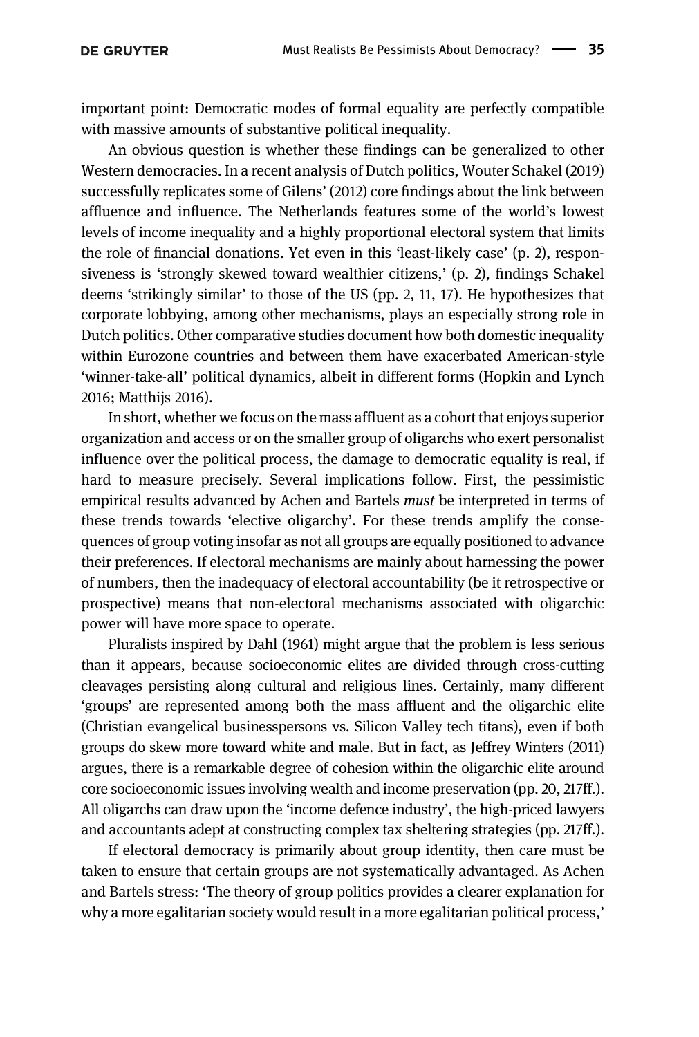important point: Democratic modes of formal equality are perfectly compatible with massive amounts of substantive political inequality.

An obvious question is whether these findings can be generalized to other Western democracies. In a recent analysis of Dutch politics, Wouter Schakel (2019) successfully replicates some of Gilens' (2012) core findings about the link between affluence and influence. The Netherlands features some of the world's lowest levels of income inequality and a highly proportional electoral system that limits the role of financial donations. Yet even in this 'least-likely case' (p. 2), responsiveness is 'strongly skewed toward wealthier citizens,' (p. 2), findings Schakel deems 'strikingly similar' to those of the US (pp. 2, 11, 17). He hypothesizes that corporate lobbying, among other mechanisms, plays an especially strong role in Dutch politics. Other comparative studies document how both domestic inequality within Eurozone countries and between them have exacerbated American-style 'winner-take-all' political dynamics, albeit in different forms (Hopkin and Lynch 2016; Matthijs 2016).

In short, whether we focus on the mass affluent as a cohort that enjoys superior organization and access or on the smaller group of oligarchs who exert personalist influence over the political process, the damage to democratic equality is real, if hard to measure precisely. Several implications follow. First, the pessimistic empirical results advanced by Achen and Bartels *must* be interpreted in terms of these trends towards 'elective oligarchy'. For these trends amplify the consequences of group voting insofar as not all groups are equally positioned to advance their preferences. If electoral mechanisms are mainly about harnessing the power of numbers, then the inadequacy of electoral accountability (be it retrospective or prospective) means that non-electoral mechanisms associated with oligarchic power will have more space to operate.

Pluralists inspired by Dahl (1961) might argue that the problem is less serious than it appears, because socioeconomic elites are divided through cross-cutting cleavages persisting along cultural and religious lines. Certainly, many different 'groups' are represented among both the mass affluent and the oligarchic elite (Christian evangelical businesspersons vs. Silicon Valley tech titans), even if both groups do skew more toward white and male. But in fact, as Jeffrey Winters (2011) argues, there is a remarkable degree of cohesion within the oligarchic elite around core socioeconomic issues involving wealth and income preservation (pp. 20, 217ff.). All oligarchs can draw upon the 'income defence industry', the high-priced lawyers and accountants adept at constructing complex tax sheltering strategies (pp. 217ff.).

If electoral democracy is primarily about group identity, then care must be taken to ensure that certain groups are not systematically advantaged. As Achen and Bartels stress: 'The theory of group politics provides a clearer explanation for why a more egalitarian society would result in a more egalitarian political process,'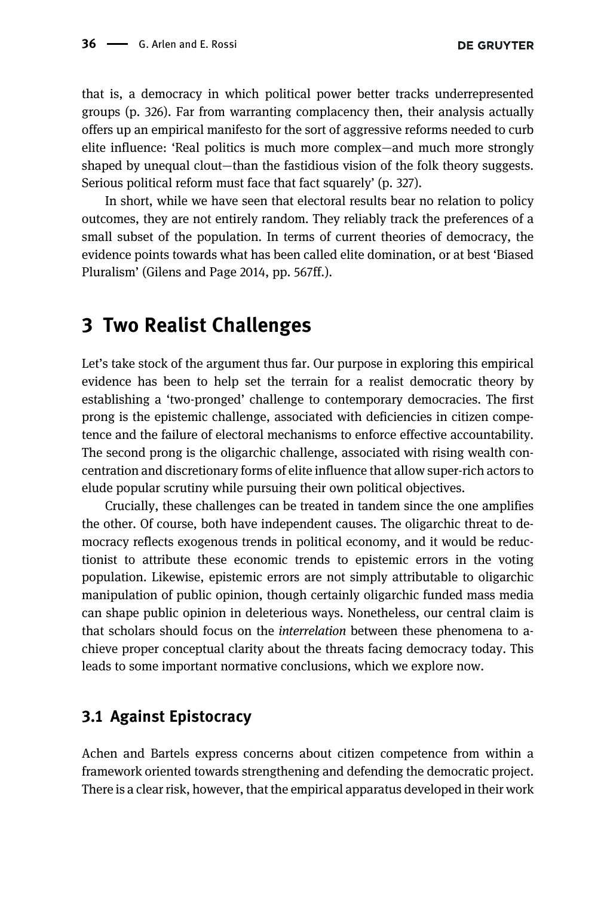that is, a democracy in which political power better tracks underrepresented groups (p. 326). Far from warranting complacency then, their analysis actually offers up an empirical manifesto for the sort of aggressive reforms needed to curb elite influence: 'Real politics is much more complex—and much more strongly shaped by unequal clout—than the fastidious vision of the folk theory suggests. Serious political reform must face that fact squarely' (p. 327).

In short, while we have seen that electoral results bear no relation to policy outcomes, they are not entirely random. They reliably track the preferences of a small subset of the population. In terms of current theories of democracy, the evidence points towards what has been called elite domination, or at best 'Biased Pluralism' (Gilens and Page 2014, pp. 567ff.).

## 3 Two Realist Challenges

Let's take stock of the argument thus far. Our purpose in exploring this empirical evidence has been to help set the terrain for a realist democratic theory by establishing a 'two-pronged' challenge to contemporary democracies. The first prong is the epistemic challenge, associated with deficiencies in citizen competence and the failure of electoral mechanisms to enforce effective accountability. The second prong is the oligarchic challenge, associated with rising wealth concentration and discretionary forms of elite influence that allow super-rich actors to elude popular scrutiny while pursuing their own political objectives.

Crucially, these challenges can be treated in tandem since the one amplifies the other. Of course, both have independent causes. The oligarchic threat to democracy reflects exogenous trends in political economy, and it would be reductionist to attribute these economic trends to epistemic errors in the voting population. Likewise, epistemic errors are not simply attributable to oligarchic manipulation of public opinion, though certainly oligarchic funded mass media can shape public opinion in deleterious ways. Nonetheless, our central claim is that scholars should focus on the *interrelation* between these phenomena to achieve proper conceptual clarity about the threats facing democracy today. This leads to some important normative conclusions, which we explore now.

### 3.1 Against Epistocracy

Achen and Bartels express concerns about citizen competence from within a framework oriented towards strengthening and defending the democratic project. There is a clear risk, however, that the empirical apparatus developed in their work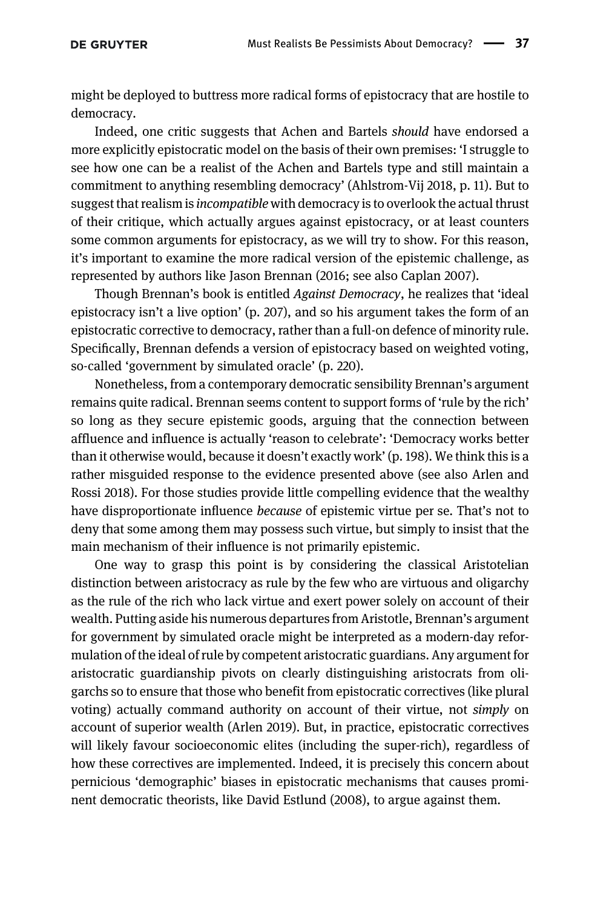might be deployed to buttress more radical forms of epistocracy that are hostile to democracy.

Indeed, one critic suggests that Achen and Bartels *should* have endorsed a more explicitly epistocratic model on the basis of their own premises: 'I struggle to see how one can be a realist of the Achen and Bartels type and still maintain a commitment to anything resembling democracy' (Ahlstrom-Vij 2018, p. 11). But to suggest that realism is *incompatible* with democracy is to overlook the actual thrust of their critique, which actually argues against epistocracy, or at least counters some common arguments for epistocracy, as we will try to show. For this reason, it's important to examine the more radical version of the epistemic challenge, as represented by authors like Jason Brennan (2016; see also Caplan 2007).

Though Brennan's book is entitled *Against Democracy*, he realizes that 'ideal epistocracy isn't a live option' (p. 207), and so his argument takes the form of an epistocratic corrective to democracy, rather than a full-on defence of minority rule. Specifically, Brennan defends a version of epistocracy based on weighted voting, so-called 'government by simulated oracle' (p. 220).

Nonetheless, from a contemporary democratic sensibility Brennan's argument remains quite radical. Brennan seems content to support forms of 'rule by the rich' so long as they secure epistemic goods, arguing that the connection between affluence and influence is actually 'reason to celebrate': 'Democracy works better than it otherwise would, because it doesn't exactly work' (p. 198). We think this is a rather misguided response to the evidence presented above (see also Arlen and Rossi 2018). For those studies provide little compelling evidence that the wealthy have disproportionate influence *because* of epistemic virtue per se. That's not to deny that some among them may possess such virtue, but simply to insist that the main mechanism of their influence is not primarily epistemic.

One way to grasp this point is by considering the classical Aristotelian distinction between aristocracy as rule by the few who are virtuous and oligarchy as the rule of the rich who lack virtue and exert power solely on account of their wealth. Putting aside his numerous departures from Aristotle, Brennan's argument for government by simulated oracle might be interpreted as a modern-day reformulation of the ideal of rule by competent aristocratic guardians. Any argument for aristocratic guardianship pivots on clearly distinguishing aristocrats from oligarchs so to ensure that those who benefit from epistocratic correctives (like plural voting) actually command authority on account of their virtue, not *simply* on account of superior wealth (Arlen 2019). But, in practice, epistocratic correctives will likely favour socioeconomic elites (including the super-rich), regardless of how these correctives are implemented. Indeed, it is precisely this concern about pernicious 'demographic' biases in epistocratic mechanisms that causes prominent democratic theorists, like David Estlund (2008), to argue against them.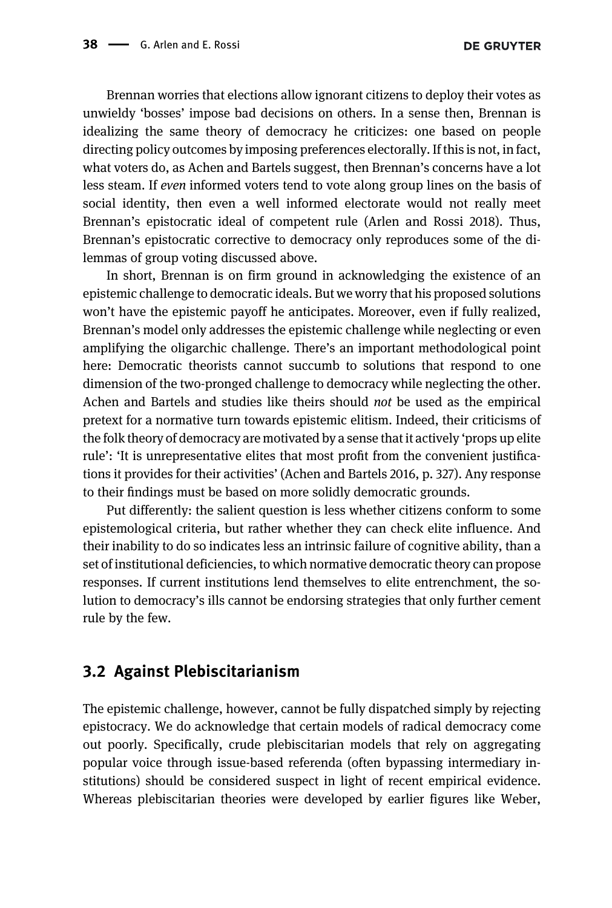Brennan worries that elections allow ignorant citizens to deploy their votes as unwieldy 'bosses' impose bad decisions on others. In a sense then, Brennan is idealizing the same theory of democracy he criticizes: one based on people directing policy outcomes by imposing preferences electorally. If this is not, in fact, what voters do, as Achen and Bartels suggest, then Brennan's concerns have a lot less steam. If *even* informed voters tend to vote along group lines on the basis of social identity, then even a well informed electorate would not really meet Brennan's epistocratic ideal of competent rule (Arlen and Rossi 2018). Thus, Brennan's epistocratic corrective to democracy only reproduces some of the dilemmas of group voting discussed above.

In short, Brennan is on firm ground in acknowledging the existence of an epistemic challenge to democratic ideals. But we worry that his proposed solutions won't have the epistemic payoff he anticipates. Moreover, even if fully realized, Brennan's model only addresses the epistemic challenge while neglecting or even amplifying the oligarchic challenge. There's an important methodological point here: Democratic theorists cannot succumb to solutions that respond to one dimension of the two-pronged challenge to democracy while neglecting the other. Achen and Bartels and studies like theirs should *not* be used as the empirical pretext for a normative turn towards epistemic elitism. Indeed, their criticisms of the folk theory of democracy are motivated by a sense that it actively 'props up elite rule': 'It is unrepresentative elites that most profit from the convenient justifications it provides for their activities' (Achen and Bartels 2016, p. 327). Any response to their findings must be based on more solidly democratic grounds.

Put differently: the salient question is less whether citizens conform to some epistemological criteria, but rather whether they can check elite influence. And their inability to do so indicates less an intrinsic failure of cognitive ability, than a set of institutional deficiencies, to which normative democratic theory can propose responses. If current institutions lend themselves to elite entrenchment, the solution to democracy's ills cannot be endorsing strategies that only further cement rule by the few.

## 3.2 Against Plebiscitarianism

The epistemic challenge, however, cannot be fully dispatched simply by rejecting epistocracy. We do acknowledge that certain models of radical democracy come out poorly. Specifically, crude plebiscitarian models that rely on aggregating popular voice through issue-based referenda (often bypassing intermediary institutions) should be considered suspect in light of recent empirical evidence. Whereas plebiscitarian theories were developed by earlier figures like Weber,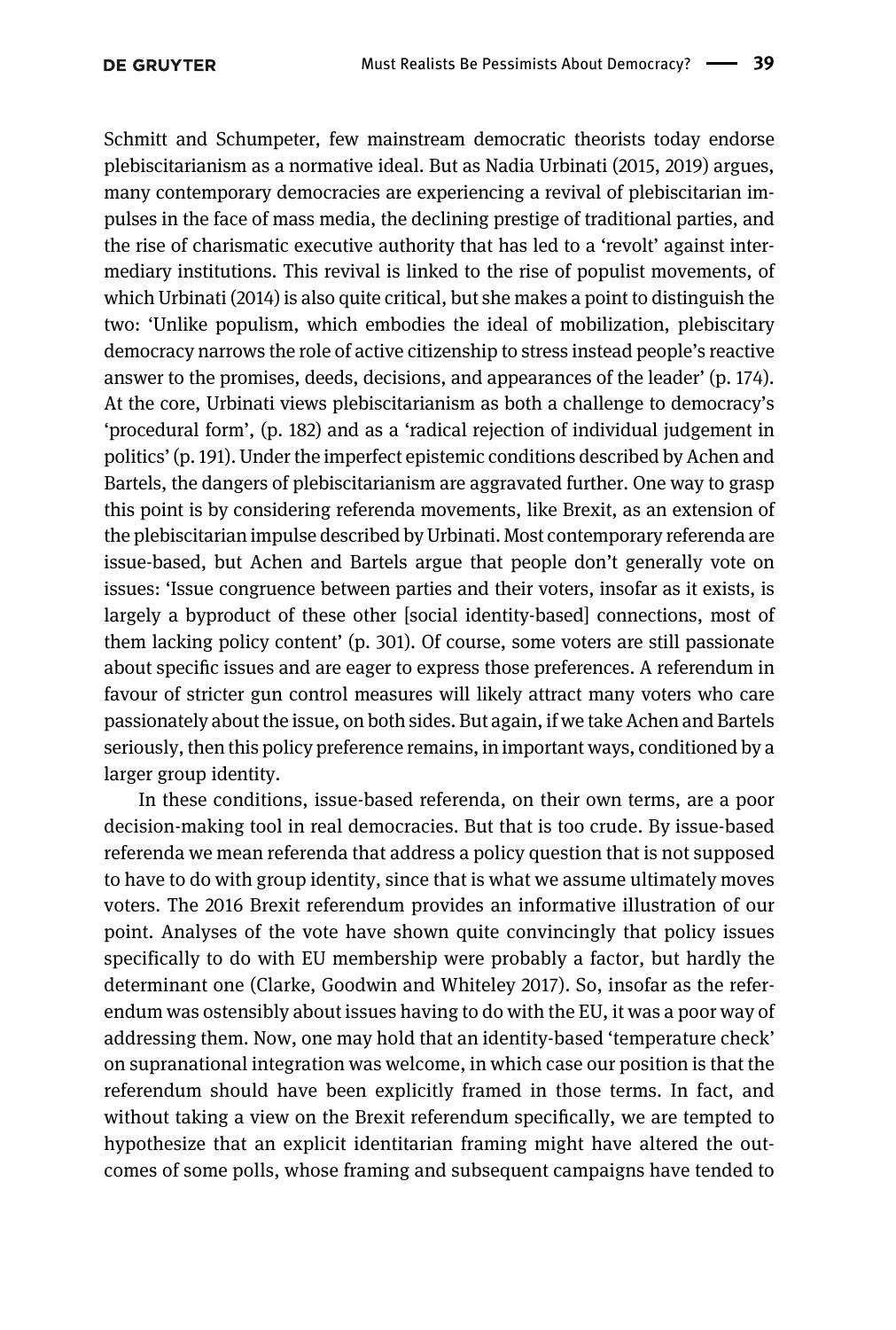Schmitt and Schumpeter, few mainstream democratic theorists today endorse plebiscitarianism as a normative ideal. But as Nadia Urbinati (2015, 2019) argues, many contemporary democracies are experiencing a revival of plebiscitarian impulses in the face of mass media, the declining prestige of traditional parties, and the rise of charismatic executive authority that has led to a 'revolt' against intermediary institutions. This revival is linked to the rise of populist movements, of which Urbinati (2014) is also quite critical, but she makes a point to distinguish the two: 'Unlike populism, which embodies the ideal of mobilization, plebiscitary democracy narrows the role of active citizenship to stress instead people's reactive answer to the promises, deeds, decisions, and appearances of the leader' (p. 174). At the core, Urbinati views plebiscitarianism as both a challenge to democracy's 'procedural form', (p. 182) and as a 'radical rejection of individual judgement in politics' (p. 191). Under the imperfect epistemic conditions described by Achen and Bartels, the dangers of plebiscitarianism are aggravated further. One way to grasp this point is by considering referenda movements, like Brexit, as an extension of the plebiscitarian impulse described by Urbinati. Most contemporary referenda are issue-based, but Achen and Bartels argue that people don't generally vote on issues: 'Issue congruence between parties and their voters, insofar as it exists, is largely a byproduct of these other [social identity-based] connections, most of them lacking policy content' (p. 301). Of course, some voters are still passionate about specific issues and are eager to express those preferences. A referendum in favour of stricter gun control measures will likely attract many voters who care passionately about the issue, on both sides. But again, if we take Achen and Bartels seriously, then this policy preference remains, in important ways, conditioned by a larger group identity.

In these conditions, issue-based referenda, on their own terms, are a poor decision-making tool in real democracies. But that is too crude. By issue-based referenda we mean referenda that address a policy question that is not supposed to have to do with group identity, since that is what we assume ultimately moves voters. The 2016 Brexit referendum provides an informative illustration of our point. Analyses of the vote have shown quite convincingly that policy issues specifically to do with EU membership were probably a factor, but hardly the determinant one (Clarke, Goodwin and Whiteley 2017). So, insofar as the referendum was ostensibly about issues having to do with the EU, it was a poor way of addressing them. Now, one may hold that an identity-based 'temperature check' on supranational integration was welcome, in which case our position is that the referendum should have been explicitly framed in those terms. In fact, and without taking a view on the Brexit referendum specifically, we are tempted to hypothesize that an explicit identitarian framing might have altered the outcomes of some polls, whose framing and subsequent campaigns have tended to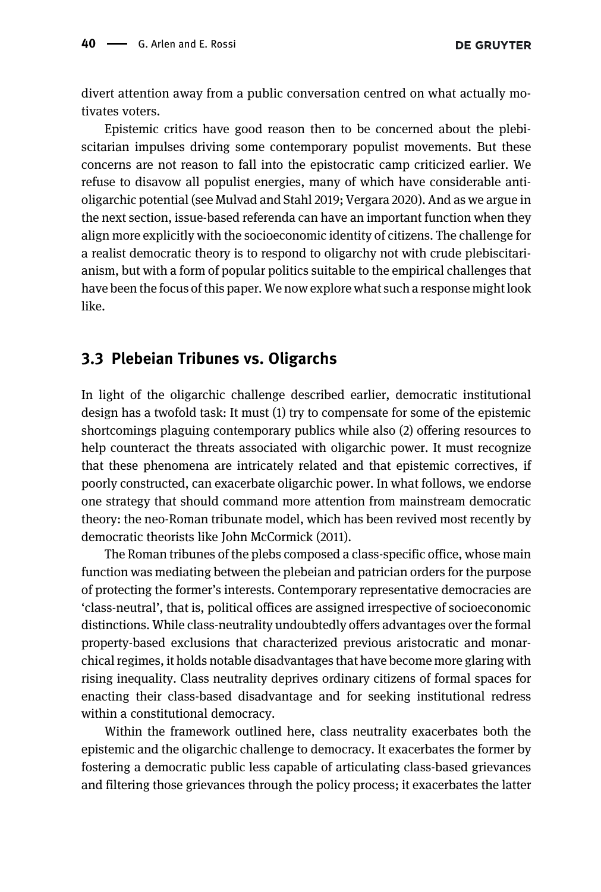divert attention away from a public conversation centred on what actually motivates voters.

Epistemic critics have good reason then to be concerned about the plebiscitarian impulses driving some contemporary populist movements. But these concerns are not reason to fall into the epistocratic camp criticized earlier. We refuse to disavow all populist energies, many of which have considerable anti-oligarchic potential (see Mulvad and Stahl 2019; Vergara 2020). And as we argue in the next section, issue-based referenda can have an important function when they align more explicitly with the socioeconomic identity of citizens. The challenge for a realist democratic theory is to respond to oligarchy not with crude plebiscitarianism, but with a form of popular politics suitable to the empirical challenges that have been the focus of this paper. We now explore what such a response might look like.

## 3.3 Plebeian Tribunes vs. Oligarchs

In light of the oligarchic challenge described earlier, democratic institutional design has a twofold task: It must (1) try to compensate for some of the epistemic shortcomings plaguing contemporary publics while also (2) offering resources to help counteract the threats associated with oligarchic power. It must recognize that these phenomena are intricately related and that epistemic correctives, if poorly constructed, can exacerbate oligarchic power. In what follows, we endorse one strategy that should command more attention from mainstream democratic theory: the neo-Roman tribunate model, which has been revived most recently by democratic theorists like John McCormick (2011).

The Roman tribunes of the plebs composed a class-specific office, whose main function was mediating between the plebeian and patrician orders for the purpose of protecting the former's interests. Contemporary representative democracies are 'class-neutral', that is, political offices are assigned irrespective of socioeconomic distinctions. While class-neutrality undoubtedly offers advantages over the formal property-based exclusions that characterized previous aristocratic and monarchical regimes, it holds notable disadvantages that have become more glaring with rising inequality. Class neutrality deprives ordinary citizens of formal spaces for enacting their class-based disadvantage and for seeking institutional redress within a constitutional democracy.

Within the framework outlined here, class neutrality exacerbates both the epistemic and the oligarchic challenge to democracy. It exacerbates the former by fostering a democratic public less capable of articulating class-based grievances and filtering those grievances through the policy process; it exacerbates the latter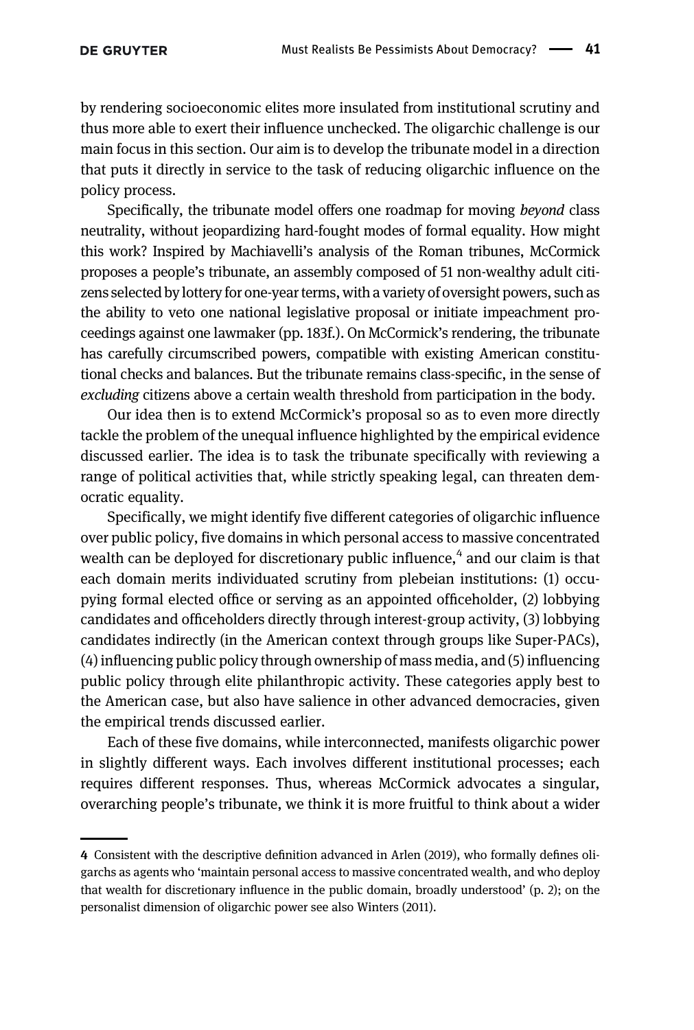by rendering socioeconomic elites more insulated from institutional scrutiny and thus more able to exert their influence unchecked. The oligarchic challenge is our main focus in this section. Our aim is to develop the tribunate model in a direction that puts it directly in service to the task of reducing oligarchic influence on the policy process.

Specifically, the tribunate model offers one roadmap for moving *beyond* class neutrality, without jeopardizing hard-fought modes of formal equality. How might this work? Inspired by Machiavelli's analysis of the Roman tribunes, McCormick proposes a people's tribunate, an assembly composed of 51 non-wealthy adult citizens selected by lottery for one-year terms, with a variety of oversight powers, such as the ability to veto one national legislative proposal or initiate impeachment proceedings against one lawmaker (pp. 183f.). On McCormick's rendering, the tribunate has carefully circumscribed powers, compatible with existing American constitutional checks and balances. But the tribunate remains class-specific, in the sense of *excluding* citizens above a certain wealth threshold from participation in the body.

Our idea then is to extend McCormick's proposal so as to even more directly tackle the problem of the unequal influence highlighted by the empirical evidence discussed earlier. The idea is to task the tribunate specifically with reviewing a range of political activities that, while strictly speaking legal, can threaten democratic equality.

Specifically, we might identify five different categories of oligarchic influence over public policy, five domains in which personal access to massive concentrated wealth can be deployed for discretionary public influence,[4] and our claim is that each domain merits individuated scrutiny from plebeian institutions: (1) occupying formal elected office or serving as an appointed officeholder, (2) lobbying candidates and officeholders directly through interest-group activity, (3) lobbying candidates indirectly (in the American context through groups like Super-PACs), (4) influencing public policy through ownership of mass media, and (5) influencing public policy through elite philanthropic activity. These categories apply best to the American case, but also have salience in other advanced democracies, given the empirical trends discussed earlier.

Each of these five domains, while interconnected, manifests oligarchic power in slightly different ways. Each involves different institutional processes; each requires different responses. Thus, whereas McCormick advocates a singular, overarching people's tribunate, we think it is more fruitful to think about a wider

---

4 Consistent with the descriptive definition advanced in Arlen (2019), who formally defines oligarchs as agents who 'maintain personal access to massive concentrated wealth, and who deploy that wealth for discretionary influence in the public domain, broadly understood' (p. 2); on the personalist dimension of oligarchic power see also Winters (2011).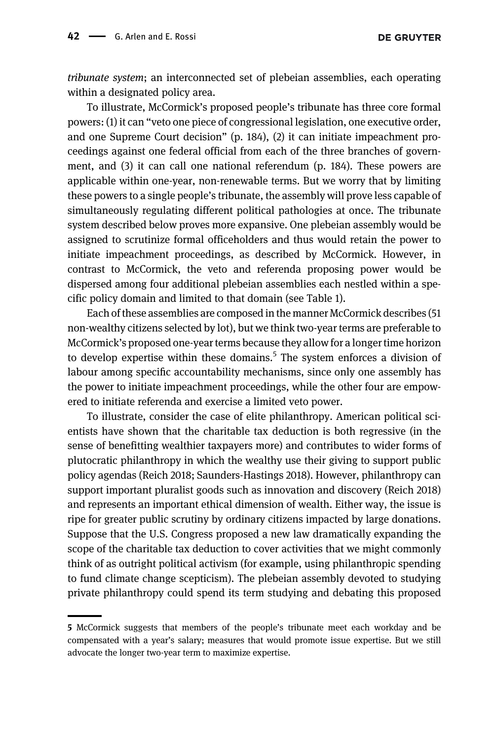*tribunate system*; an interconnected set of plebeian assemblies, each operating within a designated policy area.

To illustrate, McCormick's proposed people's tribunate has three core formal powers: (1) it can "veto one piece of congressional legislation, one executive order, and one Supreme Court decision" (p. 184), (2) it can initiate impeachment proceedings against one federal official from each of the three branches of government, and (3) it can call one national referendum (p. 184). These powers are applicable within one-year, non-renewable terms. But we worry that by limiting these powers to a single people's tribunate, the assembly will prove less capable of simultaneously regulating different political pathologies at once. The tribunate system described below proves more expansive. One plebeian assembly would be assigned to scrutinize formal officeholders and thus would retain the power to initiate impeachment proceedings, as described by McCormick. However, in contrast to McCormick, the veto and referenda proposing power would be dispersed among four additional plebeian assemblies each nestled within a specific policy domain and limited to that domain (see Table 1).

Each of these assemblies are composed in the manner McCormick describes (51 non-wealthy citizens selected by lot), but we think two-year terms are preferable to McCormick's proposed one-year terms because they allow for a longer time horizon to develop expertise within these domains.[5] The system enforces a division of labour among specific accountability mechanisms, since only one assembly has the power to initiate impeachment proceedings, while the other four are empowered to initiate referenda and exercise a limited veto power.

To illustrate, consider the case of elite philanthropy. American political scientists have shown that the charitable tax deduction is both regressive (in the sense of benefitting wealthier taxpayers more) and contributes to wider forms of plutocratic philanthropy in which the wealthy use their giving to support public policy agendas (Reich 2018; Saunders-Hastings 2018). However, philanthropy can support important pluralist goods such as innovation and discovery (Reich 2018) and represents an important ethical dimension of wealth. Either way, the issue is ripe for greater public scrutiny by ordinary citizens impacted by large donations. Suppose that the U.S. Congress proposed a new law dramatically expanding the scope of the charitable tax deduction to cover activities that we might commonly think of as outright political activism (for example, using philanthropic spending to fund climate change scepticism). The plebeian assembly devoted to studying private philanthropy could spend its term studying and debating this proposed

---

5 McCormick suggests that members of the people's tribunate meet each workday and be compensated with a year's salary; measures that would promote issue expertise. But we still advocate the longer two-year term to maximize expertise.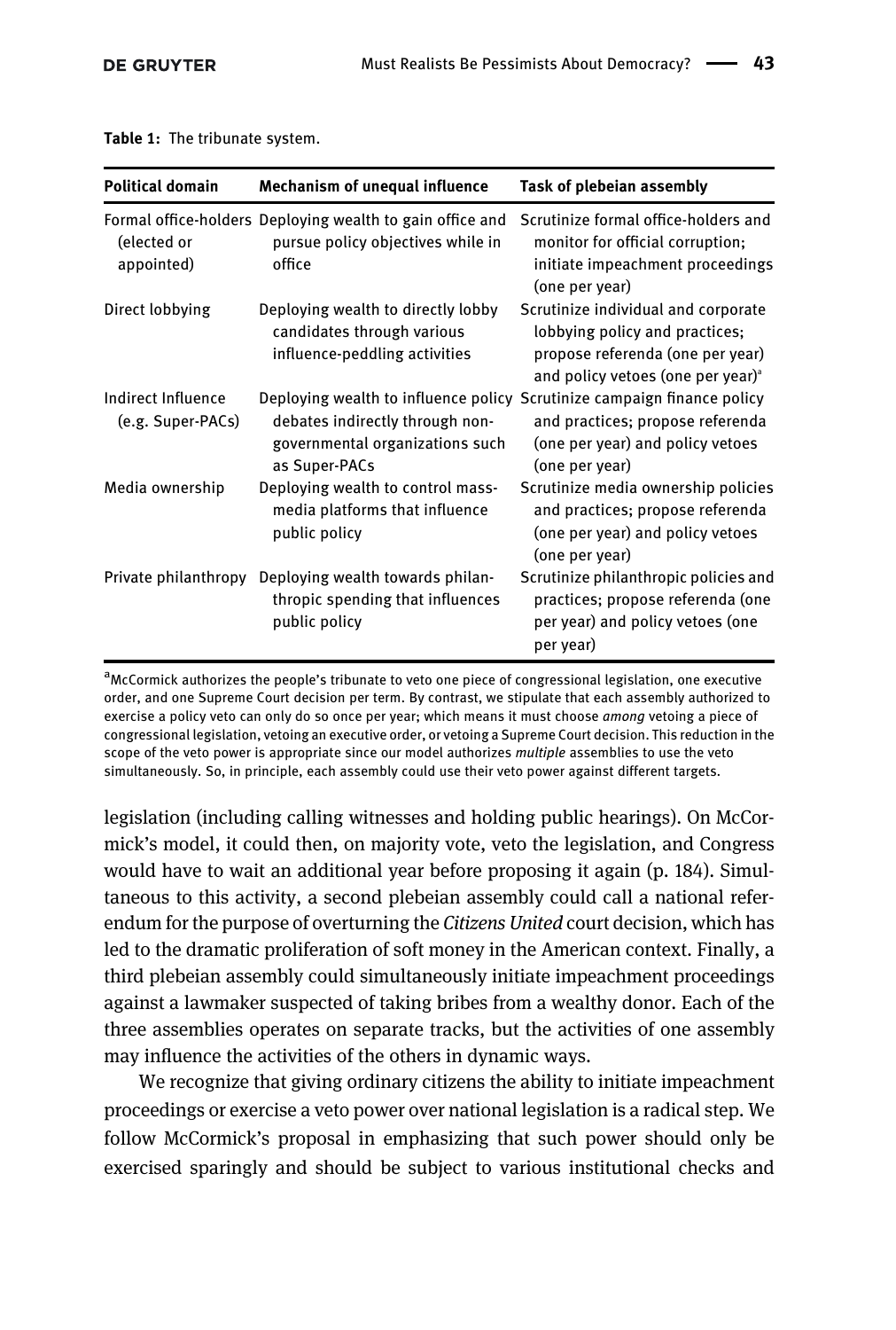**Table 1:** The tribunate system.

| Political domain | Mechanism of unequal influence | Task of plebeian assembly |
|---|---|---|
| Formal office-holders (elected or appointed) | Deploying wealth to gain office and pursue policy objectives while in office | Scrutinize formal office-holders and monitor for official corruption; initiate impeachment proceedings (one per year) |
| Direct lobbying | Deploying wealth to directly lobby candidates through various influence-peddling activities | Scrutinize individual and corporate lobbying policy and practices; propose referenda (one per year) and policy vetoes (one per year)[a] |
| Indirect Influence (e.g. Super-PACs) | Deploying wealth to influence policy debates indirectly through non-governmental organizations such as Super-PACs | Scrutinize campaign finance policy and practices; propose referenda (one per year) and policy vetoes (one per year) |
| Media ownership | Deploying wealth to control mass-media platforms that influence public policy | Scrutinize media ownership policies and practices; propose referenda (one per year) and policy vetoes (one per year) |
| Private philanthropy | Deploying wealth towards philanthropic spending that influences public policy | Scrutinize philanthropic policies and practices; propose referenda (one per year) and policy vetoes (one per year) |

[a]McCormick authorizes the people's tribunate to veto one piece of congressional legislation, one executive order, and one Supreme Court decision per term. By contrast, we stipulate that each assembly authorized to exercise a policy veto can only do so once per year; which means it must choose *among* vetoing a piece of congressional legislation, vetoing an executive order, or vetoing a Supreme Court decision. This reduction in the scope of the veto power is appropriate since our model authorizes *multiple* assemblies to use the veto simultaneously. So, in principle, each assembly could use their veto power against different targets.

legislation (including calling witnesses and holding public hearings). On McCormick's model, it could then, on majority vote, veto the legislation, and Congress would have to wait an additional year before proposing it again (p. 184). Simultaneous to this activity, a second plebeian assembly could call a national referendum for the purpose of overturning the *Citizens United* court decision, which has led to the dramatic proliferation of soft money in the American context. Finally, a third plebeian assembly could simultaneously initiate impeachment proceedings against a lawmaker suspected of taking bribes from a wealthy donor. Each of the three assemblies operates on separate tracks, but the activities of one assembly may influence the activities of the others in dynamic ways.

We recognize that giving ordinary citizens the ability to initiate impeachment proceedings or exercise a veto power over national legislation is a radical step. We follow McCormick's proposal in emphasizing that such power should only be exercised sparingly and should be subject to various institutional checks and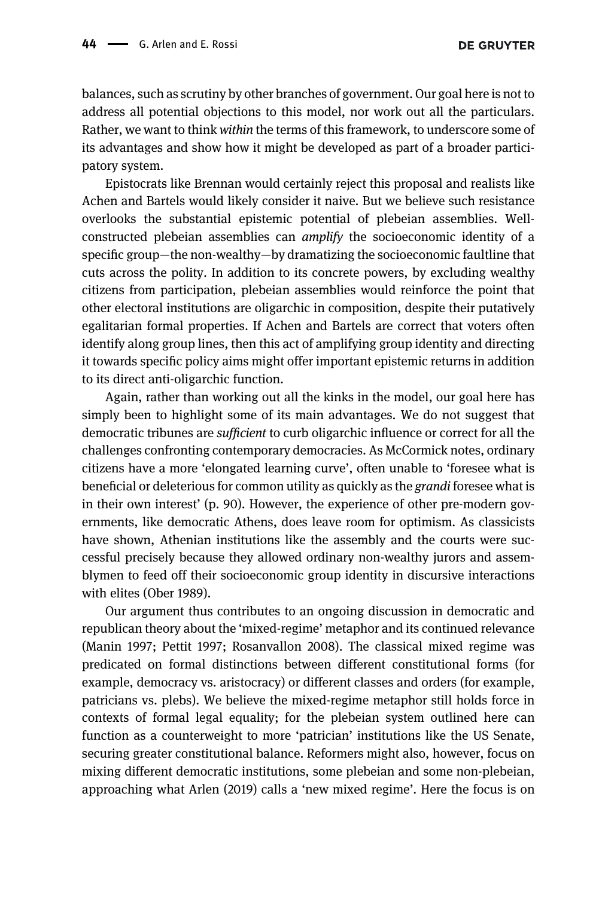balances, such as scrutiny by other branches of government. Our goal here is not to address all potential objections to this model, nor work out all the particulars. Rather, we want to think *within* the terms of this framework, to underscore some of its advantages and show how it might be developed as part of a broader participatory system.

Epistocrats like Brennan would certainly reject this proposal and realists like Achen and Bartels would likely consider it naive. But we believe such resistance overlooks the substantial epistemic potential of plebeian assemblies. Well-constructed plebeian assemblies can *amplify* the socioeconomic identity of a specific group—the non-wealthy—by dramatizing the socioeconomic faultline that cuts across the polity. In addition to its concrete powers, by excluding wealthy citizens from participation, plebeian assemblies would reinforce the point that other electoral institutions are oligarchic in composition, despite their putatively egalitarian formal properties. If Achen and Bartels are correct that voters often identify along group lines, then this act of amplifying group identity and directing it towards specific policy aims might offer important epistemic returns in addition to its direct anti-oligarchic function.

Again, rather than working out all the kinks in the model, our goal here has simply been to highlight some of its main advantages. We do not suggest that democratic tribunes are *sufficient* to curb oligarchic influence or correct for all the challenges confronting contemporary democracies. As McCormick notes, ordinary citizens have a more 'elongated learning curve', often unable to 'foresee what is beneficial or deleterious for common utility as quickly as the *grandi* foresee what is in their own interest' (p. 90). However, the experience of other pre-modern governments, like democratic Athens, does leave room for optimism. As classicists have shown, Athenian institutions like the assembly and the courts were successful precisely because they allowed ordinary non-wealthy jurors and assemblymen to feed off their socioeconomic group identity in discursive interactions with elites (Ober 1989).

Our argument thus contributes to an ongoing discussion in democratic and republican theory about the 'mixed-regime' metaphor and its continued relevance (Manin 1997; Pettit 1997; Rosanvallon 2008). The classical mixed regime was predicated on formal distinctions between different constitutional forms (for example, democracy vs. aristocracy) or different classes and orders (for example, patricians vs. plebs). We believe the mixed-regime metaphor still holds force in contexts of formal legal equality; for the plebeian system outlined here can function as a counterweight to more 'patrician' institutions like the US Senate, securing greater constitutional balance. Reformers might also, however, focus on mixing different democratic institutions, some plebeian and some non-plebeian, approaching what Arlen (2019) calls a 'new mixed regime'. Here the focus is on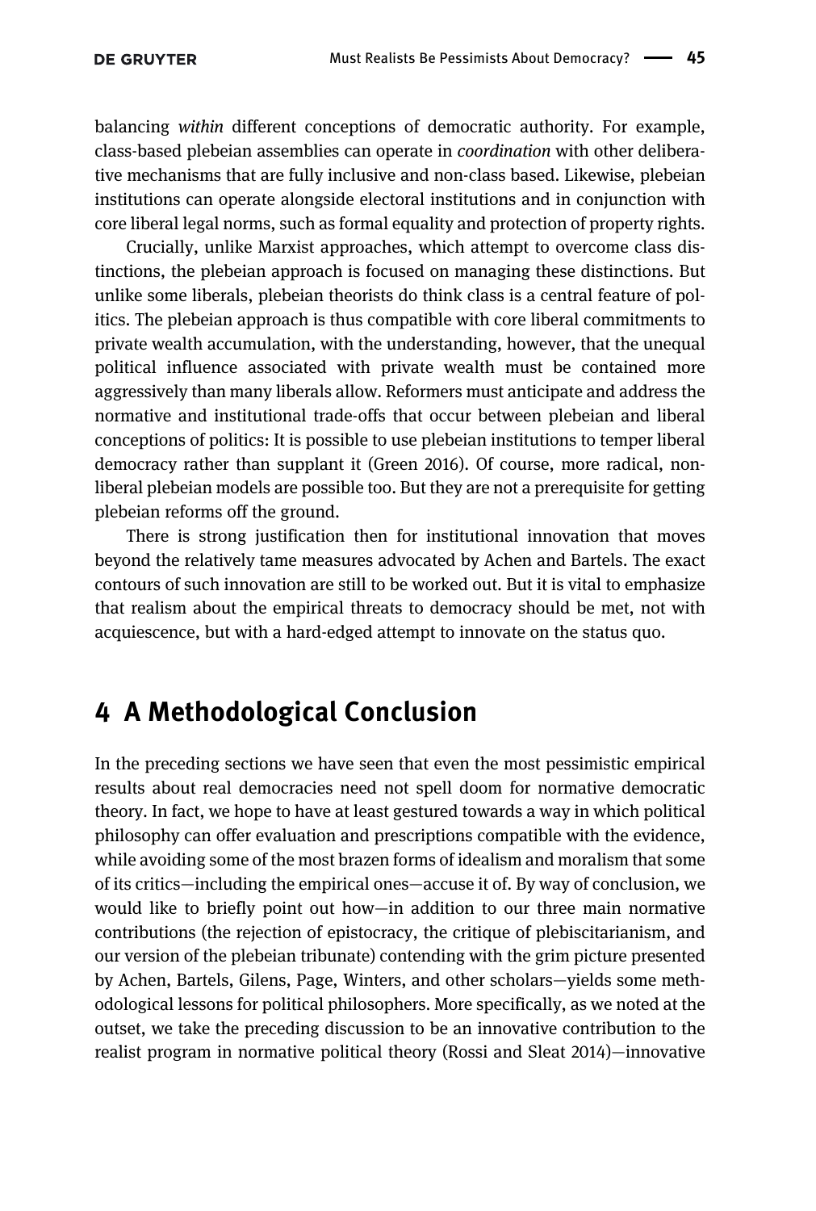balancing *within* different conceptions of democratic authority. For example, class-based plebeian assemblies can operate in *coordination* with other deliberative mechanisms that are fully inclusive and non-class based. Likewise, plebeian institutions can operate alongside electoral institutions and in conjunction with core liberal legal norms, such as formal equality and protection of property rights.

Crucially, unlike Marxist approaches, which attempt to overcome class distinctions, the plebeian approach is focused on managing these distinctions. But unlike some liberals, plebeian theorists do think class is a central feature of politics. The plebeian approach is thus compatible with core liberal commitments to private wealth accumulation, with the understanding, however, that the unequal political influence associated with private wealth must be contained more aggressively than many liberals allow. Reformers must anticipate and address the normative and institutional trade-offs that occur between plebeian and liberal conceptions of politics: It is possible to use plebeian institutions to temper liberal democracy rather than supplant it (Green 2016). Of course, more radical, non-liberal plebeian models are possible too. But they are not a prerequisite for getting plebeian reforms off the ground.

There is strong justification then for institutional innovation that moves beyond the relatively tame measures advocated by Achen and Bartels. The exact contours of such innovation are still to be worked out. But it is vital to emphasize that realism about the empirical threats to democracy should be met, not with acquiescence, but with a hard-edged attempt to innovate on the status quo.

## 4 A Methodological Conclusion

In the preceding sections we have seen that even the most pessimistic empirical results about real democracies need not spell doom for normative democratic theory. In fact, we hope to have at least gestured towards a way in which political philosophy can offer evaluation and prescriptions compatible with the evidence, while avoiding some of the most brazen forms of idealism and moralism that some of its critics—including the empirical ones—accuse it of. By way of conclusion, we would like to briefly point out how—in addition to our three main normative contributions (the rejection of epistocracy, the critique of plebiscitarianism, and our version of the plebeian tribunate) contending with the grim picture presented by Achen, Bartels, Gilens, Page, Winters, and other scholars—yields some methodological lessons for political philosophers. More specifically, as we noted at the outset, we take the preceding discussion to be an innovative contribution to the realist program in normative political theory (Rossi and Sleat 2014)—innovative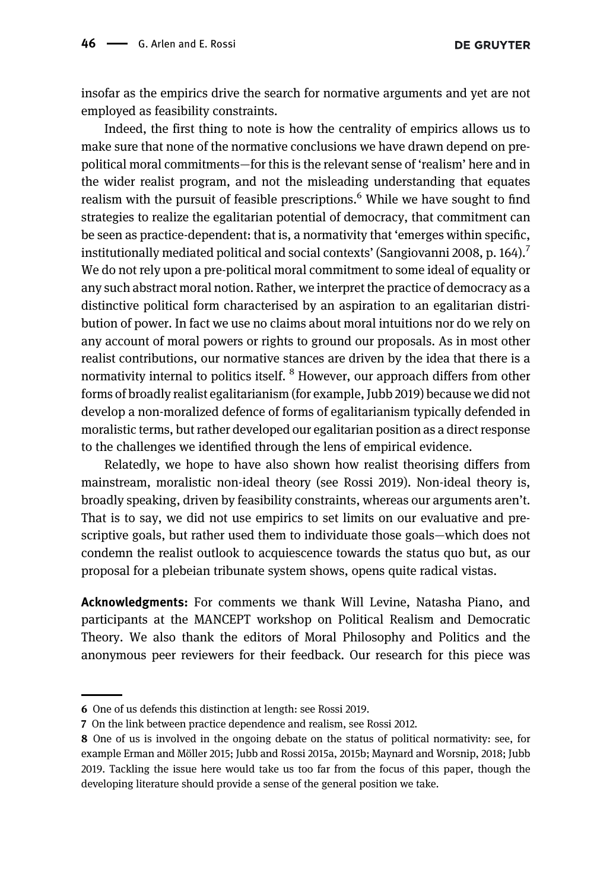insofar as the empirics drive the search for normative arguments and yet are not employed as feasibility constraints.

Indeed, the first thing to note is how the centrality of empirics allows us to make sure that none of the normative conclusions we have drawn depend on pre-political moral commitments—for this is the relevant sense of 'realism' here and in the wider realist program, and not the misleading understanding that equates realism with the pursuit of feasible prescriptions.[6] While we have sought to find strategies to realize the egalitarian potential of democracy, that commitment can be seen as practice-dependent: that is, a normativity that 'emerges within specific, institutionally mediated political and social contexts' (Sangiovanni 2008, p. 164).[7] We do not rely upon a pre-political moral commitment to some ideal of equality or any such abstract moral notion. Rather, we interpret the practice of democracy as a distinctive political form characterised by an aspiration to an egalitarian distribution of power. In fact we use no claims about moral intuitions nor do we rely on any account of moral powers or rights to ground our proposals. As in most other realist contributions, our normative stances are driven by the idea that there is a normativity internal to politics itself. [8] However, our approach differs from other forms of broadly realist egalitarianism (for example, Jubb 2019) because we did not develop a non-moralized defence of forms of egalitarianism typically defended in moralistic terms, but rather developed our egalitarian position as a direct response to the challenges we identified through the lens of empirical evidence.

Relatedly, we hope to have also shown how realist theorising differs from mainstream, moralistic non-ideal theory (see Rossi 2019). Non-ideal theory is, broadly speaking, driven by feasibility constraints, whereas our arguments aren't. That is to say, we did not use empirics to set limits on our evaluative and prescriptive goals, but rather used them to individuate those goals—which does not condemn the realist outlook to acquiescence towards the status quo but, as our proposal for a plebeian tribunate system shows, opens quite radical vistas.

**Acknowledgments:** For comments we thank Will Levine, Natasha Piano, and participants at the MANCEPT workshop on Political Realism and Democratic Theory. We also thank the editors of Moral Philosophy and Politics and the anonymous peer reviewers for their feedback. Our research for this piece was

---

6 One of us defends this distinction at length: see Rossi 2019.

7 On the link between practice dependence and realism, see Rossi 2012.

8 One of us is involved in the ongoing debate on the status of political normativity: see, for example Erman and Möller 2015; Jubb and Rossi 2015a, 2015b; Maynard and Worsnip, 2018; Jubb 2019. Tackling the issue here would take us too far from the focus of this paper, though the developing literature should provide a sense of the general position we take.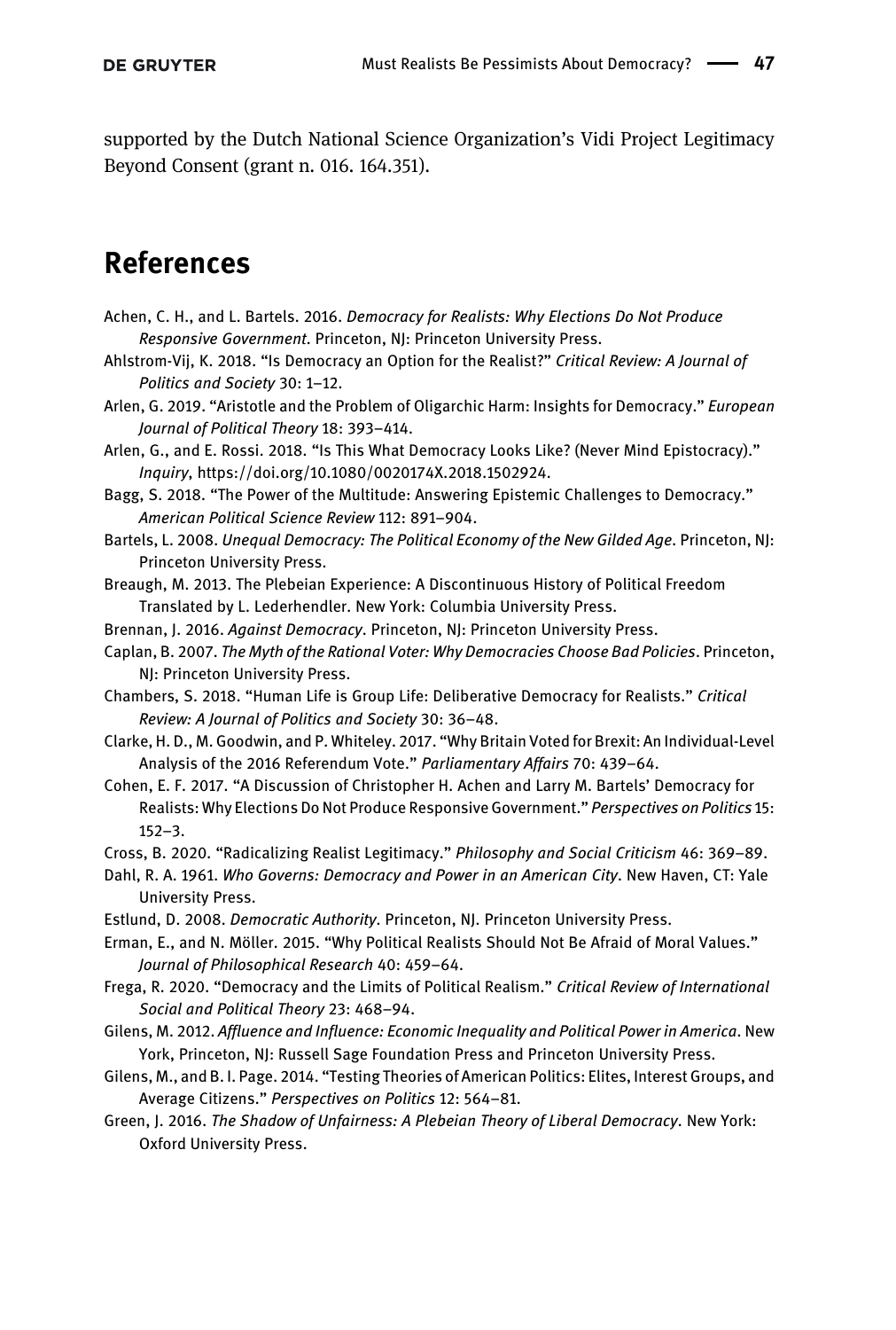supported by the Dutch National Science Organization's Vidi Project Legitimacy Beyond Consent (grant n. 016. 164.351).

## References

Achen, C. H., and L. Bartels. 2016. *Democracy for Realists: Why Elections Do Not Produce Responsive Government*. Princeton, NJ: Princeton University Press.

Ahlstrom-Vij, K. 2018. "Is Democracy an Option for the Realist?" *Critical Review: A Journal of Politics and Society* 30: 1–12.

Arlen, G. 2019. "Aristotle and the Problem of Oligarchic Harm: Insights for Democracy." *European Journal of Political Theory* 18: 393–414.

Arlen, G., and E. Rossi. 2018. "Is This What Democracy Looks Like? (Never Mind Epistocracy)." *Inquiry*, https://doi.org/10.1080/0020174X.2018.1502924.

Bagg, S. 2018. "The Power of the Multitude: Answering Epistemic Challenges to Democracy." *American Political Science Review* 112: 891–904.

Bartels, L. 2008. *Unequal Democracy: The Political Economy of the New Gilded Age*. Princeton, NJ: Princeton University Press.

Breaugh, M. 2013. The Plebeian Experience: A Discontinuous History of Political Freedom Translated by L. Lederhendler. New York: Columbia University Press.

Brennan, J. 2016. *Against Democracy*. Princeton, NJ: Princeton University Press.

Caplan, B. 2007. *The Myth of the Rational Voter: Why Democracies Choose Bad Policies*. Princeton, NJ: Princeton University Press.

Chambers, S. 2018. "Human Life is Group Life: Deliberative Democracy for Realists." *Critical Review: A Journal of Politics and Society* 30: 36–48.

Clarke, H. D., M. Goodwin, and P. Whiteley. 2017. "Why Britain Voted for Brexit: An Individual-Level Analysis of the 2016 Referendum Vote." *Parliamentary Affairs* 70: 439–64.

Cohen, E. F. 2017. "A Discussion of Christopher H. Achen and Larry M. Bartels' Democracy for Realists: Why Elections Do Not Produce Responsive Government." *Perspectives on Politics* 15: 152–3.

Cross, B. 2020. "Radicalizing Realist Legitimacy." *Philosophy and Social Criticism* 46: 369–89.

Dahl, R. A. 1961. *Who Governs: Democracy and Power in an American City*. New Haven, CT: Yale University Press.

Estlund, D. 2008. *Democratic Authority*. Princeton, NJ. Princeton University Press.

Erman, E., and N. Möller. 2015. "Why Political Realists Should Not Be Afraid of Moral Values." *Journal of Philosophical Research* 40: 459–64.

Frega, R. 2020. "Democracy and the Limits of Political Realism." *Critical Review of International Social and Political Theory* 23: 468–94.

Gilens, M. 2012. *Affluence and Influence: Economic Inequality and Political Power in America*. New York, Princeton, NJ: Russell Sage Foundation Press and Princeton University Press.

Gilens, M., and B. I. Page. 2014. "Testing Theories of American Politics: Elites, Interest Groups, and Average Citizens." *Perspectives on Politics* 12: 564–81.

Green, J. 2016. *The Shadow of Unfairness: A Plebeian Theory of Liberal Democracy*. New York: Oxford University Press.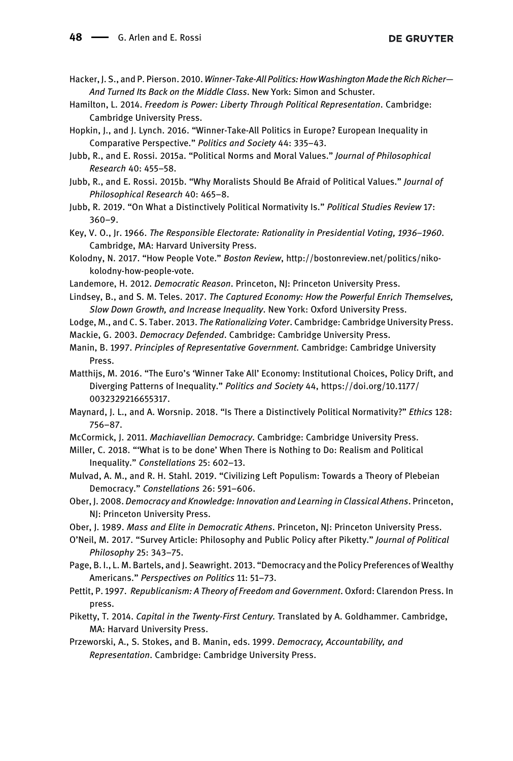Hacker, J. S., and P. Pierson. 2010. *Winner-Take-All Politics: How Washington Made the Rich Richer—And Turned Its Back on the Middle Class*. New York: Simon and Schuster.

Hamilton, L. 2014. *Freedom is Power: Liberty Through Political Representation*. Cambridge: Cambridge University Press.

Hopkin, J., and J. Lynch. 2016. "Winner-Take-All Politics in Europe? European Inequality in Comparative Perspective." *Politics and Society* 44: 335–43.

Jubb, R., and E. Rossi. 2015a. "Political Norms and Moral Values." *Journal of Philosophical Research* 40: 455–58.

Jubb, R., and E. Rossi. 2015b. "Why Moralists Should Be Afraid of Political Values." *Journal of Philosophical Research* 40: 465–8.

Jubb, R. 2019. "On What a Distinctively Political Normativity Is." *Political Studies Review* 17: 360–9.

Key, V. O., Jr. 1966. *The Responsible Electorate: Rationality in Presidential Voting, 1936–1960*. Cambridge, MA: Harvard University Press.

Kolodny, N. 2017. "How People Vote." *Boston Review*, http://bostonreview.net/politics/niko-kolodny-how-people-vote.

Landemore, H. 2012. *Democratic Reason*. Princeton, NJ: Princeton University Press.

Lindsey, B., and S. M. Teles. 2017. *The Captured Economy: How the Powerful Enrich Themselves, Slow Down Growth, and Increase Inequality*. New York: Oxford University Press.

Lodge, M., and C. S. Taber. 2013. *The Rationalizing Voter*. Cambridge: Cambridge University Press.

Mackie, G. 2003. *Democracy Defended*. Cambridge: Cambridge University Press.

Manin, B. 1997. *Principles of Representative Government*. Cambridge: Cambridge University Press.

Matthijs, M. 2016. "The Euro's 'Winner Take All' Economy: Institutional Choices, Policy Drift, and Diverging Patterns of Inequality." *Politics and Society* 44, https://doi.org/10.1177/0032329216655317.

Maynard, J. L., and A. Worsnip. 2018. "Is There a Distinctively Political Normativity?" *Ethics* 128: 756–87.

McCormick, J. 2011. *Machiavellian Democracy*. Cambridge: Cambridge University Press.

Miller, C. 2018. "'What is to be done' When There is Nothing to Do: Realism and Political Inequality." *Constellations* 25: 602–13.

Mulvad, A. M., and R. H. Stahl. 2019. "Civilizing Left Populism: Towards a Theory of Plebeian Democracy." *Constellations* 26: 591–606.

Ober, J. 2008. *Democracy and Knowledge: Innovation and Learning in Classical Athens*. Princeton, NJ: Princeton University Press.

Ober, J. 1989. *Mass and Elite in Democratic Athens*. Princeton, NJ: Princeton University Press.

O'Neil, M. 2017. "Survey Article: Philosophy and Public Policy after Piketty." *Journal of Political Philosophy* 25: 343–75.

Page, B. I., L. M. Bartels, and J. Seawright. 2013. "Democracy and the Policy Preferences of Wealthy Americans." *Perspectives on Politics* 11: 51–73.

Pettit, P. 1997. *Republicanism: A Theory of Freedom and Government*. Oxford: Clarendon Press. In press.

Piketty, T. 2014. *Capital in the Twenty-First Century*. Translated by A. Goldhammer. Cambridge, MA: Harvard University Press.

Przeworski, A., S. Stokes, and B. Manin, eds. 1999. *Democracy, Accountability, and Representation*. Cambridge: Cambridge University Press.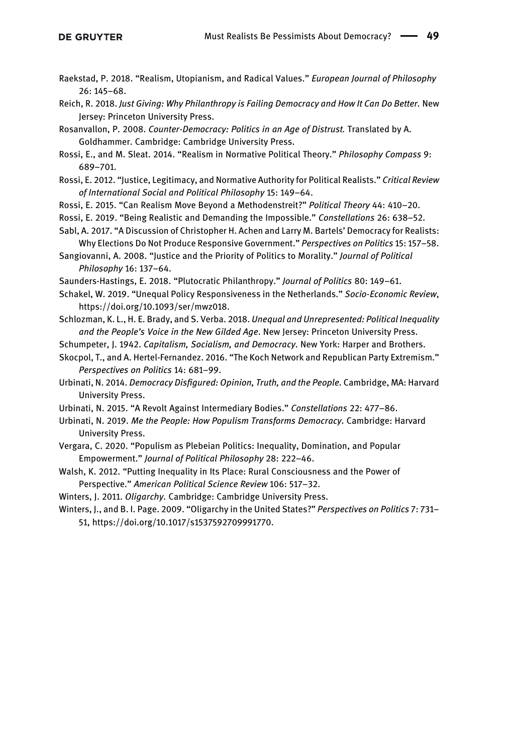Raekstad, P. 2018. "Realism, Utopianism, and Radical Values." *European Journal of Philosophy* 26: 145–68.

Reich, R. 2018. *Just Giving: Why Philanthropy is Failing Democracy and How It Can Do Better*. New Jersey: Princeton University Press.

Rosanvallon, P. 2008. *Counter-Democracy: Politics in an Age of Distrust*. Translated by A. Goldhammer. Cambridge: Cambridge University Press.

Rossi, E., and M. Sleat. 2014. "Realism in Normative Political Theory." *Philosophy Compass* 9: 689–701.

Rossi, E. 2012. "Justice, Legitimacy, and Normative Authority for Political Realists." *Critical Review of International Social and Political Philosophy* 15: 149–64.

Rossi, E. 2015. "Can Realism Move Beyond a Methodenstreit?" *Political Theory* 44: 410–20.

Rossi, E. 2019. "Being Realistic and Demanding the Impossible." *Constellations* 26: 638–52.

Sabl, A. 2017. "A Discussion of Christopher H. Achen and Larry M. Bartels' Democracy for Realists: Why Elections Do Not Produce Responsive Government." *Perspectives on Politics* 15: 157–58.

Sangiovanni, A. 2008. "Justice and the Priority of Politics to Morality." *Journal of Political Philosophy* 16: 137–64.

Saunders-Hastings, E. 2018. "Plutocratic Philanthropy." *Journal of Politics* 80: 149–61.

Schakel, W. 2019. "Unequal Policy Responsiveness in the Netherlands." *Socio-Economic Review*, https://doi.org/10.1093/ser/mwz018.

Schlozman, K. L., H. E. Brady, and S. Verba. 2018. *Unequal and Unrepresented: Political Inequality and the People's Voice in the New Gilded Age*. New Jersey: Princeton University Press.

Schumpeter, J. 1942. *Capitalism, Socialism, and Democracy*. New York: Harper and Brothers.

Skocpol, T., and A. Hertel-Fernandez. 2016. "The Koch Network and Republican Party Extremism." *Perspectives on Politics* 14: 681–99.

Urbinati, N. 2014. *Democracy Disfigured: Opinion, Truth, and the People*. Cambridge, MA: Harvard University Press.

Urbinati, N. 2015. "A Revolt Against Intermediary Bodies." *Constellations* 22: 477–86.

Urbinati, N. 2019. *Me the People: How Populism Transforms Democracy*. Cambridge: Harvard University Press.

Vergara, C. 2020. "Populism as Plebeian Politics: Inequality, Domination, and Popular Empowerment." *Journal of Political Philosophy* 28: 222–46.

Walsh, K. 2012. "Putting Inequality in Its Place: Rural Consciousness and the Power of Perspective." *American Political Science Review* 106: 517–32.

Winters, J. 2011. *Oligarchy*. Cambridge: Cambridge University Press.

Winters, J., and B. I. Page. 2009. "Oligarchy in the United States?" *Perspectives on Politics* 7: 731–51, https://doi.org/10.1017/s1537592709991770.